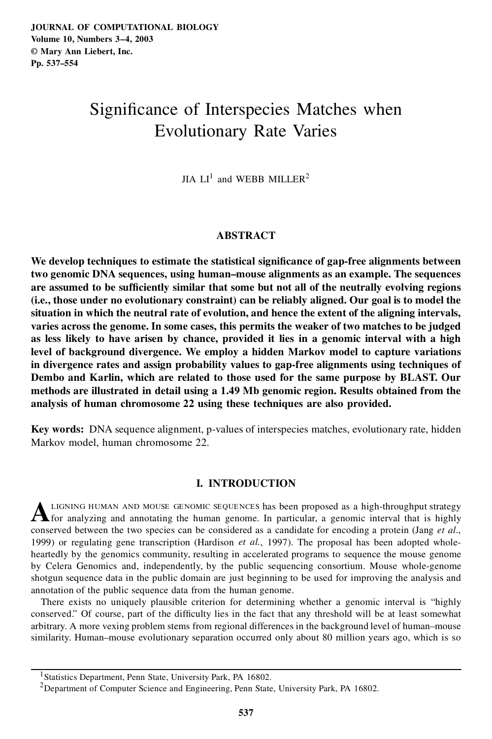# Significance of Interspecies Matches when Evolutionary Rate Varies

JIA LI[1] and WEBB MILLER[2]

## ABSTRACT

**We develop techniques to estimate the statistical significance of gap-free alignments between two genomic DNA sequences, using human–mouse alignments as an example. The sequences are assumed to be sufficiently similar that some but not all of the neutrally evolving regions (i.e., those under no evolutionary constraint) can be reliably aligned. Our goal is to model the situation in which the neutral rate of evolution, and hence the extent of the aligning intervals, varies across the genome. In some cases, this permits the weaker of two matches to be judged as less likely to have arisen by chance, provided it lies in a genomic interval with a high level of background divergence. We employ a hidden Markov model to capture variations in divergence rates and assign probability values to gap-free alignments using techniques of Dembo and Karlin, which are related to those used for the same purpose by BLAST. Our methods are illustrated in detail using a 1.49 Mb genomic region. Results obtained from the analysis of human chromosome 22 using these techniques are also provided.**

**Key words:** DNA sequence alignment, p-values of interspecies matches, evolutionary rate, hidden Markov model, human chromosome 22.

## I. INTRODUCTION

Aligning human and mouse genomic sequences has been proposed as a high-throughput strategy for analyzing and annotating the human genome. In particular, a genomic interval that is highly conserved between the two species can be considered as a candidate for encoding a protein (Jang *et al.*, 1999) or regulating gene transcription (Hardison *et al.*, 1997). The proposal has been adopted wholeheartedly by the genomics community, resulting in accelerated programs to sequence the mouse genome by Celera Genomics and, independently, by the public sequencing consortium. Mouse whole-genome shotgun sequence data in the public domain are just beginning to be used for improving the analysis and annotation of the public sequence data from the human genome.

There exists no uniquely plausible criterion for determining whether a genomic interval is "highly conserved." Of course, part of the difficulty lies in the fact that any threshold will be at least somewhat arbitrary. A more vexing problem stems from regional differences in the background level of human–mouse similarity. Human–mouse evolutionary separation occurred only about 80 million years ago, which is so

[1]Statistics Department, Penn State, University Park, PA 16802.

[2]Department of Computer Science and Engineering, Penn State, University Park, PA 16802.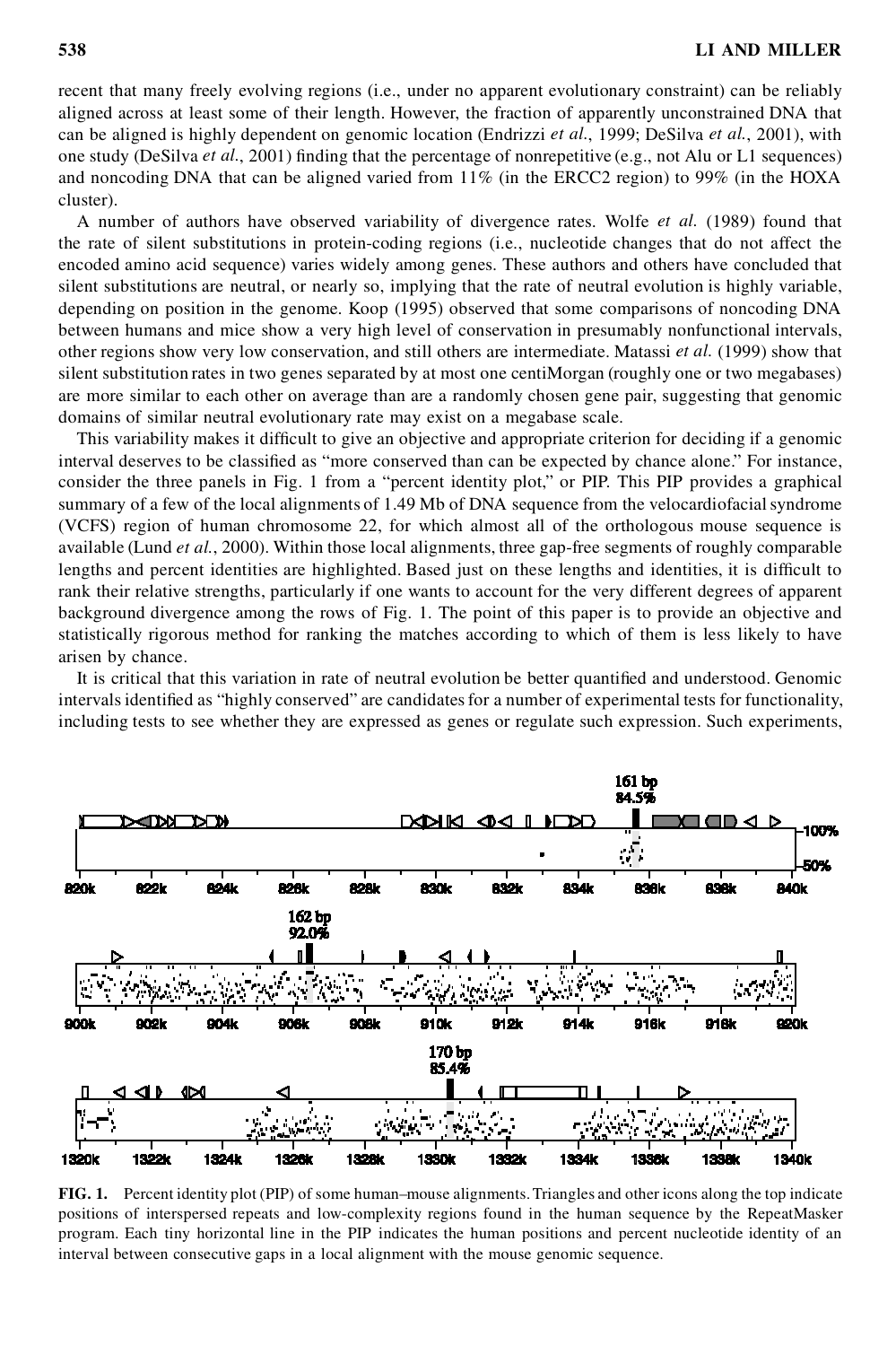recent that many freely evolving regions (i.e., under no apparent evolutionary constraint) can be reliably aligned across at least some of their length. However, the fraction of apparently unconstrained DNA that can be aligned is highly dependent on genomic location (Endrizzi *et al.*, 1999; DeSilva *et al.*, 2001), with one study (DeSilva *et al.*, 2001) finding that the percentage of nonrepetitive (e.g., not Alu or L1 sequences) and noncoding DNA that can be aligned varied from 11% (in the ERCC2 region) to 99% (in the HOXA cluster).

A number of authors have observed variability of divergence rates. Wolfe *et al.* (1989) found that the rate of silent substitutions in protein-coding regions (i.e., nucleotide changes that do not affect the encoded amino acid sequence) varies widely among genes. These authors and others have concluded that silent substitutions are neutral, or nearly so, implying that the rate of neutral evolution is highly variable, depending on position in the genome. Koop (1995) observed that some comparisons of noncoding DNA between humans and mice show a very high level of conservation in presumably nonfunctional intervals, other regions show very low conservation, and still others are intermediate. Matassi *et al.* (1999) show that silent substitution rates in two genes separated by at most one centiMorgan (roughly one or two megabases) are more similar to each other on average than are a randomly chosen gene pair, suggesting that genomic domains of similar neutral evolutionary rate may exist on a megabase scale.

This variability makes it difficult to give an objective and appropriate criterion for deciding if a genomic interval deserves to be classified as "more conserved than can be expected by chance alone." For instance, consider the three panels in Fig. 1 from a "percent identity plot," or PIP. This PIP provides a graphical summary of a few of the local alignments of 1.49 Mb of DNA sequence from the velocardiofacial syndrome (VCFS) region of human chromosome 22, for which almost all of the orthologous mouse sequence is available (Lund *et al.*, 2000). Within those local alignments, three gap-free segments of roughly comparable lengths and percent identities are highlighted. Based just on these lengths and identities, it is difficult to rank their relative strengths, particularly if one wants to account for the very different degrees of apparent background divergence among the rows of Fig. 1. The point of this paper is to provide an objective and statistically rigorous method for ranking the matches according to which of them is less likely to have arisen by chance.

It is critical that this variation in rate of neutral evolution be better quantified and understood. Genomic intervals identified as "highly conserved" are candidates for a number of experimental tests for functionality, including tests to see whether they are expressed as genes or regulate such expression. Such experiments,

**FIG. 1.** Percent identity plot (PIP) of some human–mouse alignments. Triangles and other icons along the top indicate positions of interspersed repeats and low-complexity regions found in the human sequence by the RepeatMasker program. Each tiny horizontal line in the PIP indicates the human positions and percent nucleotide identity of an interval between consecutive gaps in a local alignment with the mouse genomic sequence.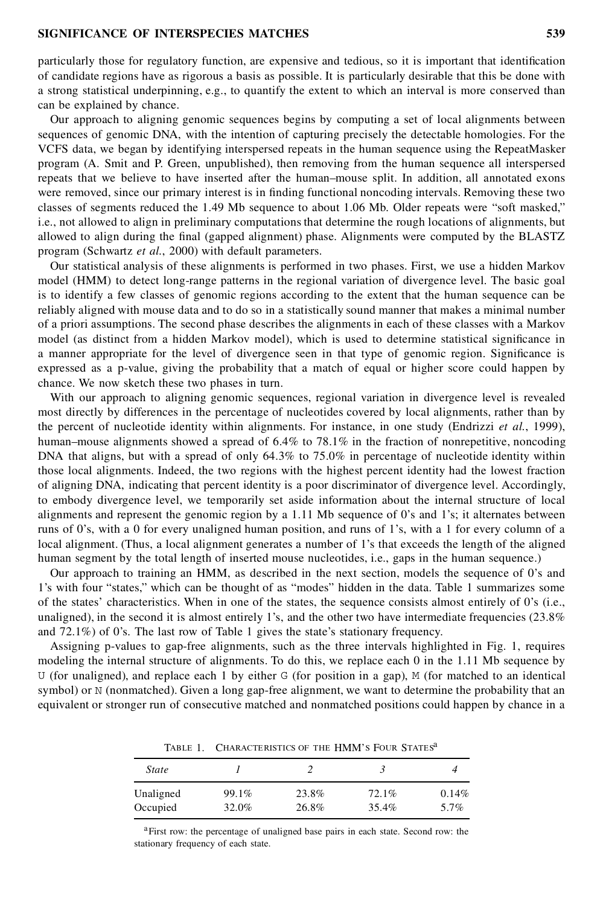particularly those for regulatory function, are expensive and tedious, so it is important that identification of candidate regions have as rigorous a basis as possible. It is particularly desirable that this be done with a strong statistical underpinning, e.g., to quantify the extent to which an interval is more conserved than can be explained by chance.

Our approach to aligning genomic sequences begins by computing a set of local alignments between sequences of genomic DNA, with the intention of capturing precisely the detectable homologies. For the VCFS data, we began by identifying interspersed repeats in the human sequence using the RepeatMasker program (A. Smit and P. Green, unpublished), then removing from the human sequence all interspersed repeats that we believe to have inserted after the human–mouse split. In addition, all annotated exons were removed, since our primary interest is in finding functional noncoding intervals. Removing these two classes of segments reduced the 1.49 Mb sequence to about 1.06 Mb. Older repeats were "soft masked," i.e., not allowed to align in preliminary computations that determine the rough locations of alignments, but allowed to align during the final (gapped alignment) phase. Alignments were computed by the BLASTZ program (Schwartz *et al.*, 2000) with default parameters.

Our statistical analysis of these alignments is performed in two phases. First, we use a hidden Markov model (HMM) to detect long-range patterns in the regional variation of divergence level. The basic goal is to identify a few classes of genomic regions according to the extent that the human sequence can be reliably aligned with mouse data and to do so in a statistically sound manner that makes a minimal number of a priori assumptions. The second phase describes the alignments in each of these classes with a Markov model (as distinct from a hidden Markov model), which is used to determine statistical significance in a manner appropriate for the level of divergence seen in that type of genomic region. Significance is expressed as a p-value, giving the probability that a match of equal or higher score could happen by chance. We now sketch these two phases in turn.

With our approach to aligning genomic sequences, regional variation in divergence level is revealed most directly by differences in the percentage of nucleotides covered by local alignments, rather than by the percent of nucleotide identity within alignments. For instance, in one study (Endrizzi *et al.*, 1999), human–mouse alignments showed a spread of 6.4% to 78.1% in the fraction of nonrepetitive, noncoding DNA that aligns, but with a spread of only 64.3% to 75.0% in percentage of nucleotide identity within those local alignments. Indeed, the two regions with the highest percent identity had the lowest fraction of aligning DNA, indicating that percent identity is a poor discriminator of divergence level. Accordingly, to embody divergence level, we temporarily set aside information about the internal structure of local alignments and represent the genomic region by a 1.11 Mb sequence of 0's and 1's; it alternates between runs of 0's, with a 0 for every unaligned human position, and runs of 1's, with a 1 for every column of a local alignment. (Thus, a local alignment generates a number of 1's that exceeds the length of the aligned human segment by the total length of inserted mouse nucleotides, i.e., gaps in the human sequence.)

Our approach to training an HMM, as described in the next section, models the sequence of 0's and 1's with four "states," which can be thought of as "modes" hidden in the data. Table 1 summarizes some of the states' characteristics. When in one of the states, the sequence consists almost entirely of 0's (i.e., unaligned), in the second it is almost entirely 1's, and the other two have intermediate frequencies (23.8% and 72.1%) of 0's. The last row of Table 1 gives the state's stationary frequency.

Assigning p-values to gap-free alignments, such as the three intervals highlighted in Fig. 1, requires modeling the internal structure of alignments. To do this, we replace each 0 in the 1.11 Mb sequence by `U` (for unaligned), and replace each 1 by either `G` (for position in a gap), `M` (for matched to an identical symbol) or `N` (nonmatched). Given a long gap-free alignment, we want to determine the probability that an equivalent or stronger run of consecutive matched and nonmatched positions could happen by chance in a

Table 1. Characteristics of the HMM's Four States[a]

| *State* | *1* | *2* | *3* | *4* |
|---|---|---|---|---|
| Unaligned | 99.1% | 23.8% | 72.1% | 0.14% |
| Occupied | 32.0% | 26.8% | 35.4% | 5.7% |

[a]First row: the percentage of unaligned base pairs in each state. Second row: the stationary frequency of each state.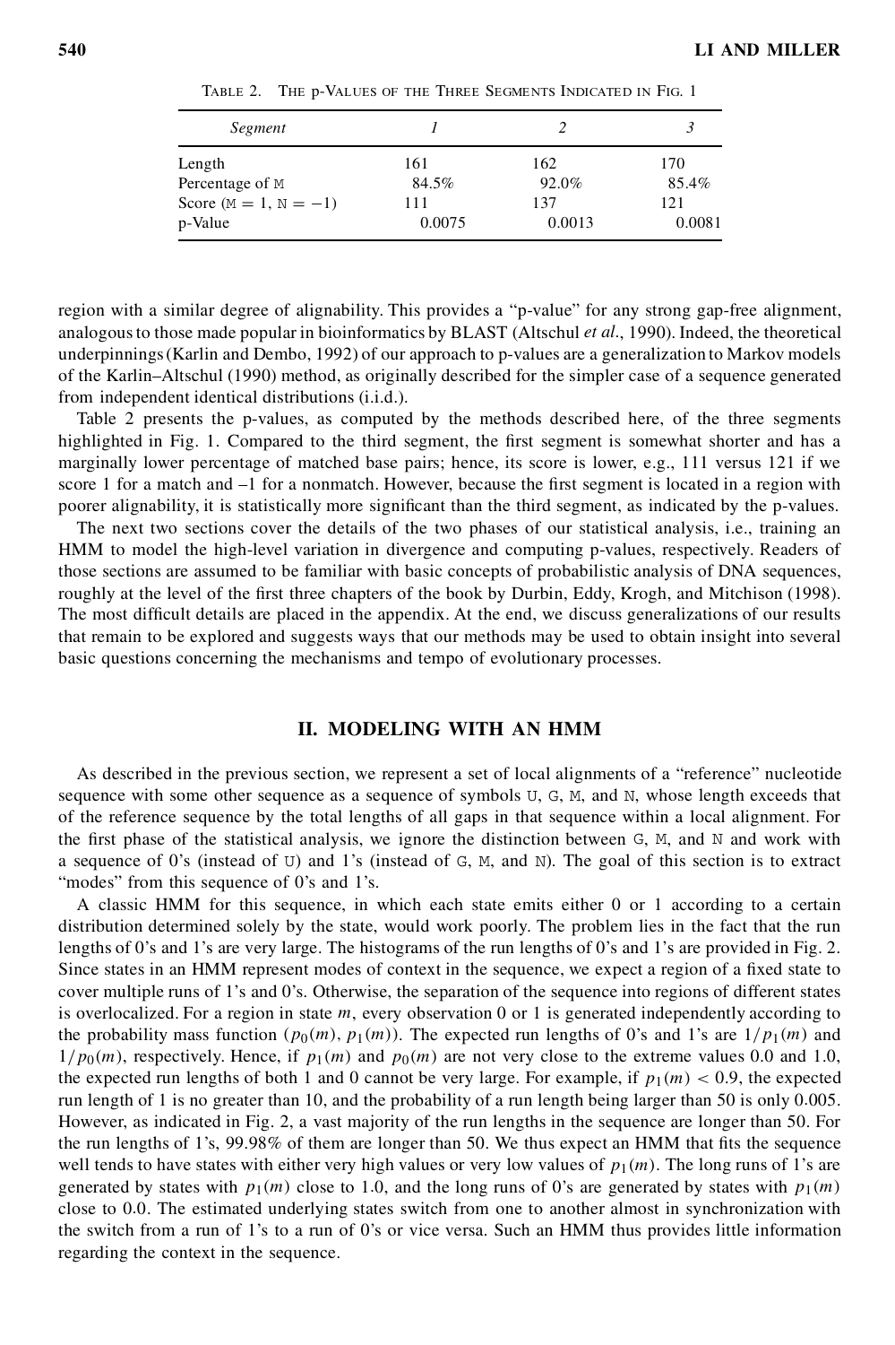TABLE 2. THE p-VALUES OF THE THREE SEGMENTS INDICATED IN FIG. 1

| *Segment* | *1* | *2* | *3* |
|---|---|---|---|
| Length | 161 | 162 | 170 |
| Percentage of M | 84.5% | 92.0% | 85.4% |
| Score (M = 1, N = −1) | 111 | 137 | 121 |
| p-Value | 0.0075 | 0.0013 | 0.0081 |

region with a similar degree of alignability. This provides a "p-value" for any strong gap-free alignment, analogous to those made popular in bioinformatics by BLAST (Altschul *et al.*, 1990). Indeed, the theoretical underpinnings (Karlin and Dembo, 1992) of our approach to p-values are a generalization to Markov models of the Karlin–Altschul (1990) method, as originally described for the simpler case of a sequence generated from independent identical distributions (i.i.d.).

Table 2 presents the p-values, as computed by the methods described here, of the three segments highlighted in Fig. 1. Compared to the third segment, the first segment is somewhat shorter and has a marginally lower percentage of matched base pairs; hence, its score is lower, e.g., 111 versus 121 if we score 1 for a match and –1 for a nonmatch. However, because the first segment is located in a region with poorer alignability, it is statistically more significant than the third segment, as indicated by the p-values.

The next two sections cover the details of the two phases of our statistical analysis, i.e., training an HMM to model the high-level variation in divergence and computing p-values, respectively. Readers of those sections are assumed to be familiar with basic concepts of probabilistic analysis of DNA sequences, roughly at the level of the first three chapters of the book by Durbin, Eddy, Krogh, and Mitchison (1998). The most difficult details are placed in the appendix. At the end, we discuss generalizations of our results that remain to be explored and suggests ways that our methods may be used to obtain insight into several basic questions concerning the mechanisms and tempo of evolutionary processes.

## II. MODELING WITH AN HMM

As described in the previous section, we represent a set of local alignments of a "reference" nucleotide sequence with some other sequence as a sequence of symbols U, G, M, and N, whose length exceeds that of the reference sequence by the total lengths of all gaps in that sequence within a local alignment. For the first phase of the statistical analysis, we ignore the distinction between G, M, and N and work with a sequence of 0's (instead of U) and 1's (instead of G, M, and N). The goal of this section is to extract "modes" from this sequence of 0's and 1's.

A classic HMM for this sequence, in which each state emits either 0 or 1 according to a certain distribution determined solely by the state, would work poorly. The problem lies in the fact that the run lengths of 0's and 1's are very large. The histograms of the run lengths of 0's and 1's are provided in Fig. 2. Since states in an HMM represent modes of context in the sequence, we expect a region of a fixed state to cover multiple runs of 1's and 0's. Otherwise, the separation of the sequence into regions of different states is overlocalized. For a region in state $m$, every observation 0 or 1 is generated independently according to the probability mass function $(p_0(m), p_1(m))$. The expected run lengths of 0's and 1's are $1/p_1(m)$ and $1/p_0(m)$, respectively. Hence, if $p_1(m)$ and $p_0(m)$ are not very close to the extreme values 0.0 and 1.0, the expected run lengths of both 1 and 0 cannot be very large. For example, if $p_1(m) < 0.9$, the expected run length of 1 is no greater than 10, and the probability of a run length being larger than 50 is only 0.005. However, as indicated in Fig. 2, a vast majority of the run lengths in the sequence are longer than 50. For the run lengths of 1's, 99.98% of them are longer than 50. We thus expect an HMM that fits the sequence well tends to have states with either very high values or very low values of $p_1(m)$. The long runs of 1's are generated by states with $p_1(m)$ close to 1.0, and the long runs of 0's are generated by states with $p_1(m)$ close to 0.0. The estimated underlying states switch from one to another almost in synchronization with the switch from a run of 1's to a run of 0's or vice versa. Such an HMM thus provides little information regarding the context in the sequence.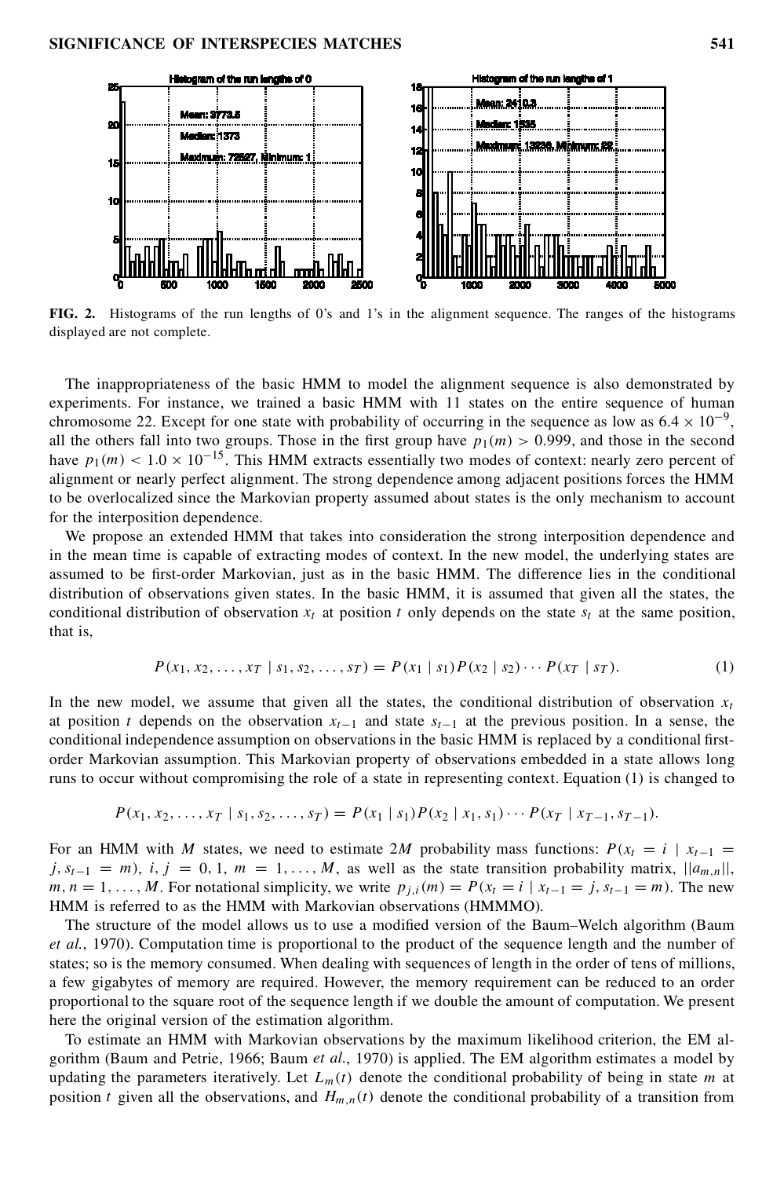**FIG. 2.** Histograms of the run lengths of 0's and 1's in the alignment sequence. The ranges of the histograms displayed are not complete.

The inappropriateness of the basic HMM to model the alignment sequence is also demonstrated by experiments. For instance, we trained a basic HMM with 11 states on the entire sequence of human chromosome 22. Except for one state with probability of occurring in the sequence as low as $6.4 \times 10^{-9}$, all the others fall into two groups. Those in the first group have $p_1(m) > 0.999$, and those in the second have $p_1(m) < 1.0 \times 10^{-15}$. This HMM extracts essentially two modes of context: nearly zero percent of alignment or nearly perfect alignment. The strong dependence among adjacent positions forces the HMM to be overlocalized since the Markovian property assumed about states is the only mechanism to account for the interposition dependence.

We propose an extended HMM that takes into consideration the strong interposition dependence and in the mean time is capable of extracting modes of context. In the new model, the underlying states are assumed to be first-order Markovian, just as in the basic HMM. The difference lies in the conditional distribution of observations given states. In the basic HMM, it is assumed that given all the states, the conditional distribution of observation $x_t$ at position $t$ only depends on the state $s_t$ at the same position, that is,

$$P(x_1, x_2, \ldots, x_T \mid s_1, s_2, \ldots, s_T) = P(x_1 \mid s_1)P(x_2 \mid s_2) \cdots P(x_T \mid s_T). \tag{1}$$

In the new model, we assume that given all the states, the conditional distribution of observation $x_t$ at position $t$ depends on the observation $x_{t-1}$ and state $s_{t-1}$ at the previous position. In a sense, the conditional independence assumption on observations in the basic HMM is replaced by a conditional first-order Markovian assumption. This Markovian property of observations embedded in a state allows long runs to occur without compromising the role of a state in representing context. Equation (1) is changed to

$$P(x_1, x_2, \ldots, x_T \mid s_1, s_2, \ldots, s_T) = P(x_1 \mid s_1)P(x_2 \mid x_1, s_1) \cdots P(x_T \mid x_{T-1}, s_{T-1}).$$

For an HMM with $M$ states, we need to estimate $2M$ probability mass functions: $P(x_t = i \mid x_{t-1} = j, s_{t-1} = m)$, $i, j = 0, 1$, $m = 1, \ldots, M$, as well as the state transition probability matrix, $||a_{m,n}||$, $m, n = 1, \ldots, M$. For notational simplicity, we write $p_{j,i}(m) = P(x_t = i \mid x_{t-1} = j, s_{t-1} = m)$. The new HMM is referred to as the HMM with Markovian observations (HMMMO).

The structure of the model allows us to use a modified version of the Baum–Welch algorithm (Baum *et al.*, 1970). Computation time is proportional to the product of the sequence length and the number of states; so is the memory consumed. When dealing with sequences of length in the order of tens of millions, a few gigabytes of memory are required. However, the memory requirement can be reduced to an order proportional to the square root of the sequence length if we double the amount of computation. We present here the original version of the estimation algorithm.

To estimate an HMM with Markovian observations by the maximum likelihood criterion, the EM algorithm (Baum and Petrie, 1966; Baum *et al.*, 1970) is applied. The EM algorithm estimates a model by updating the parameters iteratively. Let $L_m(t)$ denote the conditional probability of being in state $m$ at position $t$ given all the observations, and $H_{m,n}(t)$ denote the conditional probability of a transition from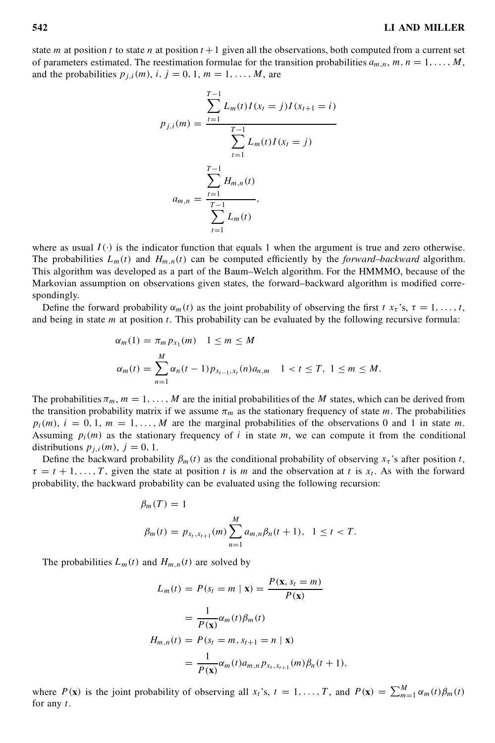state $m$ at position $t$ to state $n$ at position $t+1$ given all the observations, both computed from a current set of parameters estimated. The reestimation formulae for the transition probabilities $a_{m,n}$, $m, n = 1, \ldots, M$, and the probabilities $p_{j,i}(m)$, $i$, $j = 0, 1$, $m = 1, \ldots, M$, are

$$p_{j,i}(m) = \frac{\sum_{t=1}^{T-1} L_m(t) I(x_t = j) I(x_{t+1} = i)}{\sum_{t=1}^{T-1} L_m(t) I(x_t = j)}$$

$$a_{m,n} = \frac{\sum_{t=1}^{T-1} H_{m,n}(t)}{\sum_{t=1}^{T-1} L_m(t)},$$

where as usual $I(\cdot)$ is the indicator function that equals 1 when the argument is true and zero otherwise. The probabilities $L_m(t)$ and $H_{m,n}(t)$ can be computed efficiently by the *forward–backward* algorithm. This algorithm was developed as a part of the Baum–Welch algorithm. For the HMMMO, because of the Markovian assumption on observations given states, the forward–backward algorithm is modified correspondingly.

Define the forward probability $\alpha_m(t)$ as the joint probability of observing the first $t$ $x_\tau$'s, $\tau = 1, \ldots, t$, and being in state $m$ at position $t$. This probability can be evaluated by the following recursive formula:

$$\alpha_m(1) = \pi_m p_{x_1}(m) \quad 1 \leq m \leq M$$

$$\alpha_m(t) = \sum_{n=1}^{M} \alpha_n(t-1) p_{x_{t-1},x_t}(n) a_{n,m} \quad 1 < t \leq T,\ 1 \leq m \leq M.$$

The probabilities $\pi_m$, $m = 1, \ldots, M$ are the initial probabilities of the $M$ states, which can be derived from the transition probability matrix if we assume $\pi_m$ as the stationary frequency of state $m$. The probabilities $p_i(m)$, $i = 0, 1$, $m = 1, \ldots, M$ are the marginal probabilities of the observations 0 and 1 in state $m$. Assuming $p_i(m)$ as the stationary frequency of $i$ in state $m$, we can compute it from the conditional distributions $p_{j,i}(m)$, $j = 0, 1$.

Define the backward probability $\beta_m(t)$ as the conditional probability of observing $x_\tau$'s after position $t$, $\tau = t+1, \ldots, T$, given the state at position $t$ is $m$ and the observation at $t$ is $x_t$. As with the forward probability, the backward probability can be evaluated using the following recursion:

$$\beta_m(T) = 1$$

$$\beta_m(t) = p_{x_t,x_{t+1}}(m) \sum_{n=1}^{M} a_{m,n} \beta_n(t+1), \quad 1 \leq t < T.$$

The probabilities $L_m(t)$ and $H_{m,n}(t)$ are solved by

$$L_m(t) = P(s_t = m \mid \mathbf{x}) = \frac{P(\mathbf{x}, s_t = m)}{P(\mathbf{x})}$$

$$= \frac{1}{P(\mathbf{x})} \alpha_m(t) \beta_m(t)$$

$$H_{m,n}(t) = P(s_t = m, s_{t+1} = n \mid \mathbf{x})$$

$$= \frac{1}{P(\mathbf{x})} \alpha_m(t) a_{m,n} p_{x_t,x_{t+1}}(m) \beta_n(t+1),$$

where $P(\mathbf{x})$ is the joint probability of observing all $x_t$'s, $t = 1, \ldots, T$, and $P(\mathbf{x}) = \sum_{m=1}^{M} \alpha_m(t) \beta_m(t)$ for any $t$.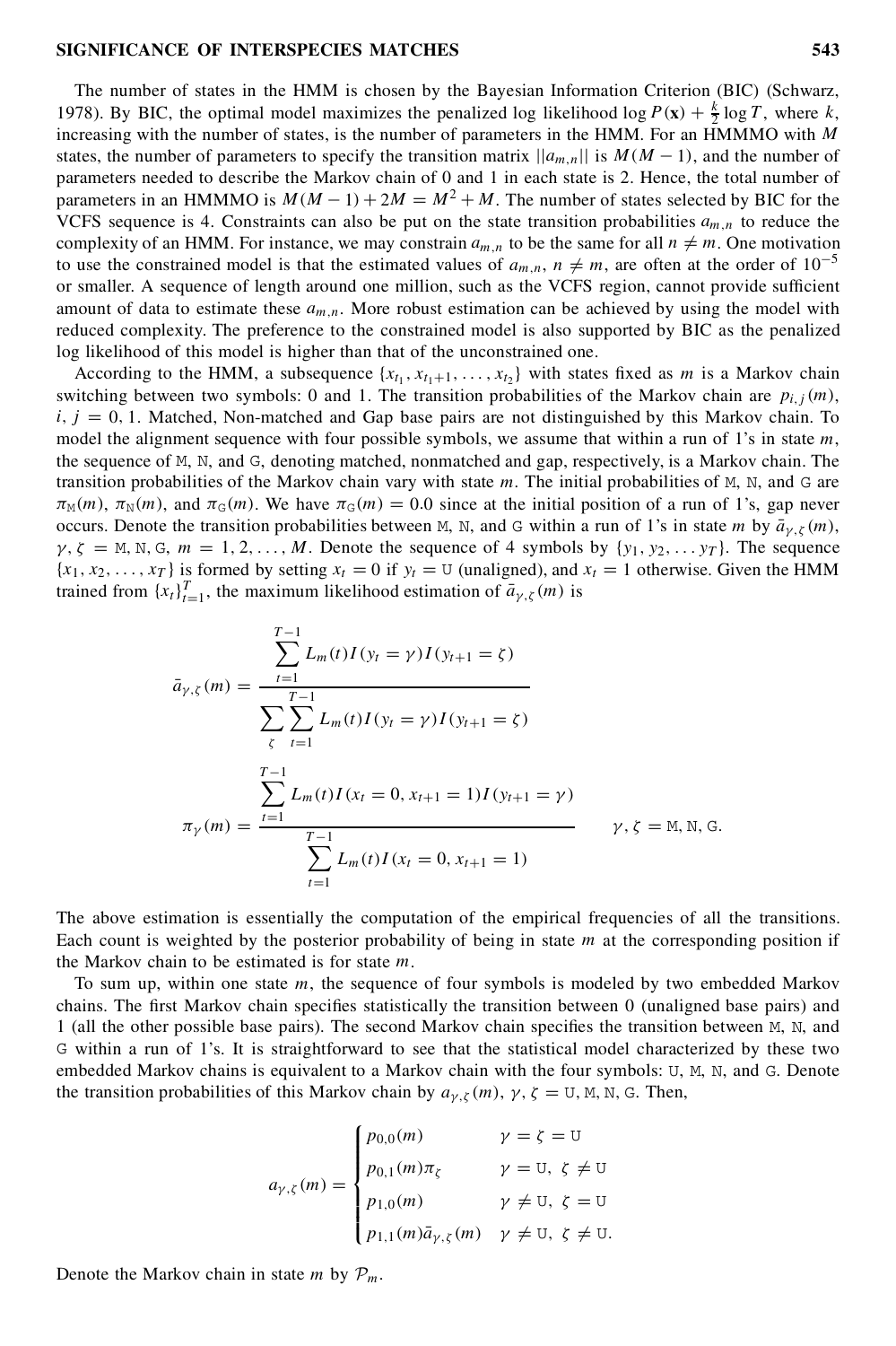The number of states in the HMM is chosen by the Bayesian Information Criterion (BIC) (Schwarz, 1978). By BIC, the optimal model maximizes the penalized log likelihood $\log P(\mathbf{x}) + \frac{k}{2} \log T$, where $k$, increasing with the number of states, is the number of parameters in the HMM. For an HMMMO with $M$ states, the number of parameters to specify the transition matrix $||a_{m,n}||$ is $M(M-1)$, and the number of parameters needed to describe the Markov chain of 0 and 1 in each state is 2. Hence, the total number of parameters in an HMMMO is $M(M-1) + 2M = M^2 + M$. The number of states selected by BIC for the VCFS sequence is 4. Constraints can also be put on the state transition probabilities $a_{m,n}$ to reduce the complexity of an HMM. For instance, we may constrain $a_{m,n}$ to be the same for all $n \neq m$. One motivation to use the constrained model is that the estimated values of $a_{m,n}$, $n \neq m$, are often at the order of $10^{-5}$ or smaller. A sequence of length around one million, such as the VCFS region, cannot provide sufficient amount of data to estimate these $a_{m,n}$. More robust estimation can be achieved by using the model with reduced complexity. The preference to the constrained model is also supported by BIC as the penalized log likelihood of this model is higher than that of the unconstrained one.

According to the HMM, a subsequence $\{x_{t_1}, x_{t_1+1}, \ldots, x_{t_2}\}$ with states fixed as $m$ is a Markov chain switching between two symbols: 0 and 1. The transition probabilities of the Markov chain are $p_{i,j}(m)$, $i, j = 0, 1$. Matched, Non-matched and Gap base pairs are not distinguished by this Markov chain. To model the alignment sequence with four possible symbols, we assume that within a run of 1's in state $m$, the sequence of M, N, and G, denoting matched, nonmatched and gap, respectively, is a Markov chain. The transition probabilities of the Markov chain vary with state $m$. The initial probabilities of M, N, and G are $\pi_{\mathtt{M}}(m)$, $\pi_{\mathtt{N}}(m)$, and $\pi_{\mathtt{G}}(m)$. We have $\pi_{\mathtt{G}}(m) = 0.0$ since at the initial position of a run of 1's, gap never occurs. Denote the transition probabilities between M, N, and G within a run of 1's in state $m$ by $\bar{a}_{\gamma,\zeta}(m)$, $\gamma, \zeta = \mathtt{M}, \mathtt{N}, \mathtt{G}$, $m = 1, 2, \ldots, M$. Denote the sequence of 4 symbols by $\{y_1, y_2, \ldots y_T\}$. The sequence $\{x_1, x_2, \ldots, x_T\}$ is formed by setting $x_t = 0$ if $y_t = \mathtt{U}$ (unaligned), and $x_t = 1$ otherwise. Given the HMM trained from $\{x_t\}_{t=1}^{T}$, the maximum likelihood estimation of $\bar{a}_{\gamma,\zeta}(m)$ is

$$\bar{a}_{\gamma,\zeta}(m) = \frac{\sum_{t=1}^{T-1} L_m(t) I(y_t = \gamma) I(y_{t+1} = \zeta)}{\sum_{\zeta} \sum_{t=1}^{T-1} L_m(t) I(y_t = \gamma) I(y_{t+1} = \zeta)}$$

$$\pi_{\gamma}(m) = \frac{\sum_{t=1}^{T-1} L_m(t) I(x_t = 0, x_{t+1} = 1) I(y_{t+1} = \gamma)}{\sum_{t=1}^{T-1} L_m(t) I(x_t = 0, x_{t+1} = 1)} \qquad \gamma, \zeta = \mathtt{M}, \mathtt{N}, \mathtt{G}.$$

The above estimation is essentially the computation of the empirical frequencies of all the transitions. Each count is weighted by the posterior probability of being in state $m$ at the corresponding position if the Markov chain to be estimated is for state $m$.

To sum up, within one state $m$, the sequence of four symbols is modeled by two embedded Markov chains. The first Markov chain specifies statistically the transition between 0 (unaligned base pairs) and 1 (all the other possible base pairs). The second Markov chain specifies the transition between M, N, and G within a run of 1's. It is straightforward to see that the statistical model characterized by these two embedded Markov chains is equivalent to a Markov chain with the four symbols: U, M, N, and G. Denote the transition probabilities of this Markov chain by $a_{\gamma,\zeta}(m)$, $\gamma, \zeta = \mathtt{U}, \mathtt{M}, \mathtt{N}, \mathtt{G}$. Then,

$$a_{\gamma,\zeta}(m) = \begin{cases} p_{0,0}(m) & \gamma = \zeta = \mathtt{U} \\ p_{0,1}(m)\pi_{\zeta} & \gamma = \mathtt{U},\ \zeta \neq \mathtt{U} \\ p_{1,0}(m) & \gamma \neq \mathtt{U},\ \zeta = \mathtt{U} \\ p_{1,1}(m)\bar{a}_{\gamma,\zeta}(m) & \gamma \neq \mathtt{U},\ \zeta \neq \mathtt{U}. \end{cases}$$

Denote the Markov chain in state $m$ by $\mathcal{P}_m$.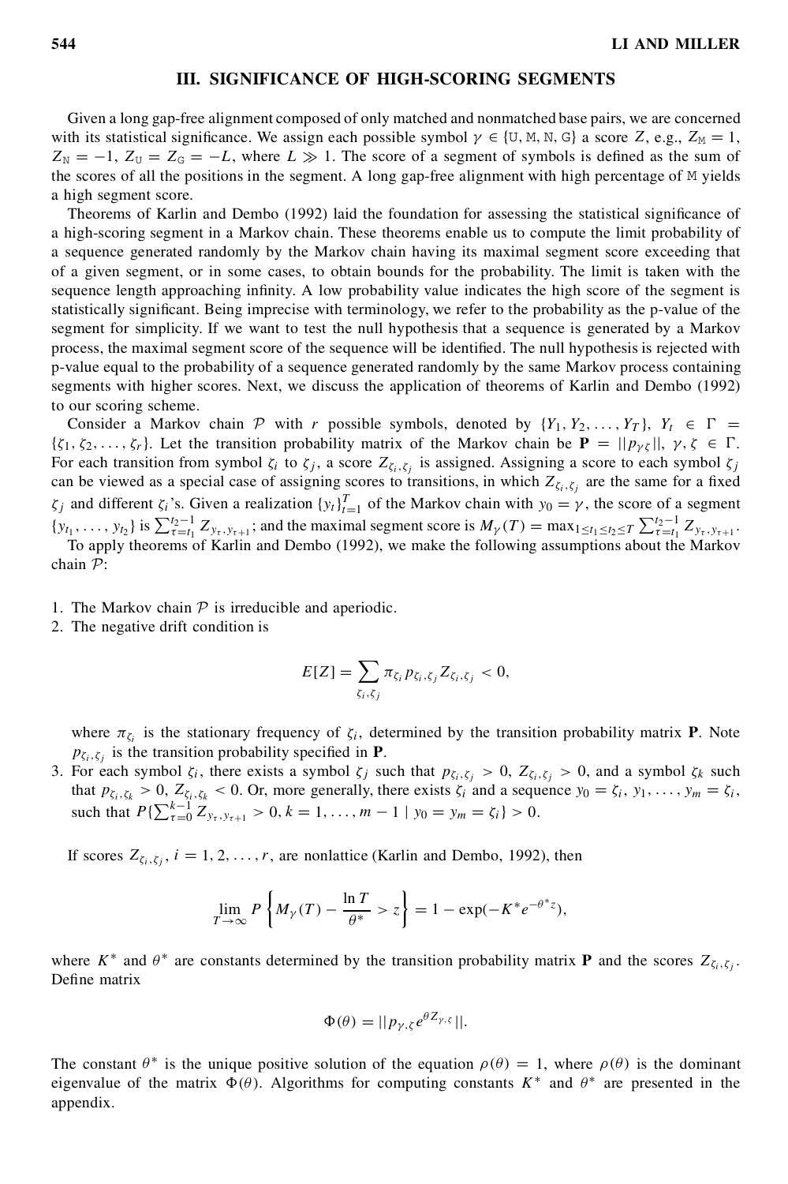## III. SIGNIFICANCE OF HIGH-SCORING SEGMENTS

Given a long gap-free alignment composed of only matched and nonmatched base pairs, we are concerned with its statistical significance. We assign each possible symbol $\gamma \in \{\mathtt{U}, \mathtt{M}, \mathtt{N}, \mathtt{G}\}$ a score $Z$, e.g., $Z_{\mathtt{M}} = 1$, $Z_{\mathtt{N}} = -1$, $Z_{\mathtt{U}} = Z_{\mathtt{G}} = -L$, where $L \gg 1$. The score of a segment of symbols is defined as the sum of the scores of all the positions in the segment. A long gap-free alignment with high percentage of M yields a high segment score.

Theorems of Karlin and Dembo (1992) laid the foundation for assessing the statistical significance of a high-scoring segment in a Markov chain. These theorems enable us to compute the limit probability of a sequence generated randomly by the Markov chain having its maximal segment score exceeding that of a given segment, or in some cases, to obtain bounds for the probability. The limit is taken with the sequence length approaching infinity. A low probability value indicates the high score of the segment is statistically significant. Being imprecise with terminology, we refer to the probability as the p-value of the segment for simplicity. If we want to test the null hypothesis that a sequence is generated by a Markov process, the maximal segment score of the sequence will be identified. The null hypothesis is rejected with p-value equal to the probability of a sequence generated randomly by the same Markov process containing segments with higher scores. Next, we discuss the application of theorems of Karlin and Dembo (1992) to our scoring scheme.

Consider a Markov chain $\mathcal{P}$ with $r$ possible symbols, denoted by $\{Y_1, Y_2, \ldots, Y_T\}$, $Y_t \in \Gamma = \{\zeta_1, \zeta_2, \ldots, \zeta_r\}$. Let the transition probability matrix of the Markov chain be $\mathbf{P} = ||p_{\gamma\zeta}||$, $\gamma, \zeta \in \Gamma$. For each transition from symbol $\zeta_i$ to $\zeta_j$, a score $Z_{\zeta_i,\zeta_j}$ is assigned. Assigning a score to each symbol $\zeta_j$ can be viewed as a special case of assigning scores to transitions, in which $Z_{\zeta_i,\zeta_j}$ are the same for a fixed $\zeta_j$ and different $\zeta_i$'s. Given a realization $\{y_t\}_{t=1}^{T}$ of the Markov chain with $y_0 = \gamma$, the score of a segment $\{y_{t_1}, \ldots, y_{t_2}\}$ is $\sum_{\tau=t_1}^{t_2-1} Z_{y_\tau, y_{\tau+1}}$; and the maximal segment score is $M_\gamma(T) = \max_{1 \le t_1 \le t_2 \le T} \sum_{\tau=t_1}^{t_2-1} Z_{y_\tau, y_{\tau+1}}$.

To apply theorems of Karlin and Dembo (1992), we make the following assumptions about the Markov chain $\mathcal{P}$:

1. The Markov chain $\mathcal{P}$ is irreducible and aperiodic.
2. The negative drift condition is

$$E[Z] = \sum_{\zeta_i, \zeta_j} \pi_{\zeta_i} p_{\zeta_i,\zeta_j} Z_{\zeta_i,\zeta_j} < 0,$$

   where $\pi_{\zeta_i}$ is the stationary frequency of $\zeta_i$, determined by the transition probability matrix $\mathbf{P}$. Note $p_{\zeta_i,\zeta_j}$ is the transition probability specified in $\mathbf{P}$.
3. For each symbol $\zeta_i$, there exists a symbol $\zeta_j$ such that $p_{\zeta_i,\zeta_j} > 0$, $Z_{\zeta_i,\zeta_j} > 0$, and a symbol $\zeta_k$ such that $p_{\zeta_i,\zeta_k} > 0$, $Z_{\zeta_i,\zeta_k} < 0$. Or, more generally, there exists $\zeta_i$ and a sequence $y_0 = \zeta_i, y_1, \ldots, y_m = \zeta_i$, such that $P\{\sum_{\tau=0}^{k-1} Z_{y_\tau,y_{\tau+1}} > 0, k = 1, \ldots, m-1 \mid y_0 = y_m = \zeta_i\} > 0$.

If scores $Z_{\zeta_i,\zeta_j}$, $i = 1, 2, \ldots, r$, are nonlattice (Karlin and Dembo, 1992), then

$$\lim_{T \to \infty} P\left\{M_\gamma(T) - \frac{\ln T}{\theta^*} > z\right\} = 1 - \exp(-K^* e^{-\theta^* z}),$$

where $K^*$ and $\theta^*$ are constants determined by the transition probability matrix $\mathbf{P}$ and the scores $Z_{\zeta_i,\zeta_j}$. Define matrix

$$\Phi(\theta) = ||p_{\gamma,\zeta} e^{\theta Z_{\gamma,\zeta}}||.$$

The constant $\theta^*$ is the unique positive solution of the equation $\rho(\theta) = 1$, where $\rho(\theta)$ is the dominant eigenvalue of the matrix $\Phi(\theta)$. Algorithms for computing constants $K^*$ and $\theta^*$ are presented in the appendix.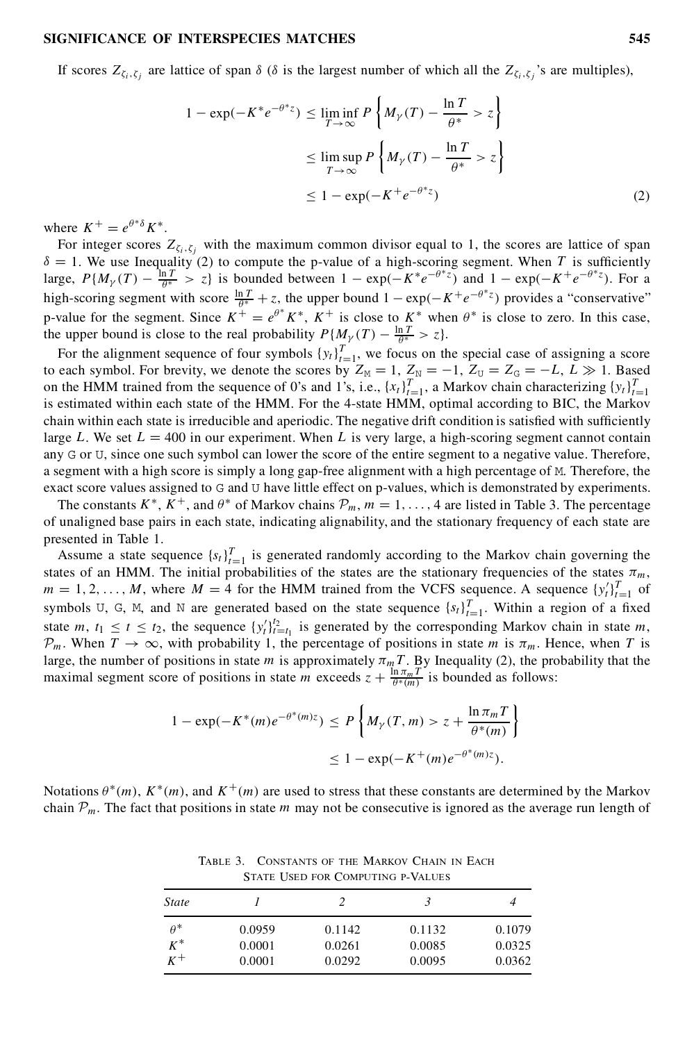If scores $Z_{\zeta_i,\zeta_j}$ are lattice of span $\delta$ ($\delta$ is the largest number of which all the $Z_{\zeta_i,\zeta_j}$'s are multiples),

$$
\begin{aligned}
1 - \exp(-K^* e^{-\theta^* z}) &\leq \liminf_{T\to\infty} P\left\{ M_\gamma(T) - \frac{\ln T}{\theta^*} > z \right\} \\
&\leq \limsup_{T\to\infty} P\left\{ M_\gamma(T) - \frac{\ln T}{\theta^*} > z \right\} \\
&\leq 1 - \exp(-K^+ e^{-\theta^* z})
\end{aligned}
\tag{2}
$$

where $K^+ = e^{\theta^* \delta} K^*$.

For integer scores $Z_{\zeta_i,\zeta_j}$ with the maximum common divisor equal to 1, the scores are lattice of span $\delta = 1$. We use Inequality (2) to compute the p-value of a high-scoring segment. When $T$ is sufficiently large, $P\{M_\gamma(T) - \frac{\ln T}{\theta^*} > z\}$ is bounded between $1 - \exp(-K^* e^{-\theta^* z})$ and $1 - \exp(-K^+ e^{-\theta^* z})$. For a high-scoring segment with score $\frac{\ln T}{\theta^*} + z$, the upper bound $1 - \exp(-K^+ e^{-\theta^* z})$ provides a "conservative" p-value for the segment. Since $K^+ = e^{\theta^*} K^*$, $K^+$ is close to $K^*$ when $\theta^*$ is close to zero. In this case, the upper bound is close to the real probability $P\{M_\gamma(T) - \frac{\ln T}{\theta^*} > z\}$.

For the alignment sequence of four symbols $\{y_t\}_{t=1}^T$, we focus on the special case of assigning a score to each symbol. For brevity, we denote the scores by $Z_{\text{M}} = 1$, $Z_{\text{N}} = -1$, $Z_{\text{U}} = Z_{\text{G}} = -L$, $L \gg 1$. Based on the HMM trained from the sequence of 0's and 1's, i.e., $\{x_t\}_{t=1}^T$, a Markov chain characterizing $\{y_t\}_{t=1}^T$ is estimated within each state of the HMM. For the 4-state HMM, optimal according to BIC, the Markov chain within each state is irreducible and aperiodic. The negative drift condition is satisfied with sufficiently large $L$. We set $L = 400$ in our experiment. When $L$ is very large, a high-scoring segment cannot contain any G or U, since one such symbol can lower the score of the entire segment to a negative value. Therefore, a segment with a high score is simply a long gap-free alignment with a high percentage of M. Therefore, the exact score values assigned to G and U have little effect on p-values, which is demonstrated by experiments.

The constants $K^*$, $K^+$, and $\theta^*$ of Markov chains $\mathcal{P}_m$, $m = 1, \ldots, 4$ are listed in Table 3. The percentage of unaligned base pairs in each state, indicating alignability, and the stationary frequency of each state are presented in Table 1.

Assume a state sequence $\{s_t\}_{t=1}^T$ is generated randomly according to the Markov chain governing the states of an HMM. The initial probabilities of the states are the stationary frequencies of the states $\pi_m$, $m = 1, 2, \ldots, M$, where $M = 4$ for the HMM trained from the VCFS sequence. A sequence $\{y'_t\}_{t=1}^T$ of symbols U, G, M, and N are generated based on the state sequence $\{s_t\}_{t=1}^T$. Within a region of a fixed state $m$, $t_1 \leq t \leq t_2$, the sequence $\{y'_t\}_{t=t_1}^{t_2}$ is generated by the corresponding Markov chain in state $m$, $\mathcal{P}_m$. When $T \to \infty$, with probability 1, the percentage of positions in state $m$ is $\pi_m$. Hence, when $T$ is large, the number of positions in state $m$ is approximately $\pi_m T$. By Inequality (2), the probability that the maximal segment score of positions in state $m$ exceeds $z + \frac{\ln \pi_m T}{\theta^*(m)}$ is bounded as follows:

$$
\begin{aligned}
1 - \exp(-K^*(m) e^{-\theta^*(m) z}) &\leq P\left\{ M_\gamma(T, m) > z + \frac{\ln \pi_m T}{\theta^*(m)} \right\} \\
&\leq 1 - \exp(-K^+(m) e^{-\theta^*(m) z}).
\end{aligned}
$$

Notations $\theta^*(m)$, $K^*(m)$, and $K^+(m)$ are used to stress that these constants are determined by the Markov chain $\mathcal{P}_m$. The fact that positions in state $m$ may not be consecutive is ignored as the average run length of

Table 3. Constants of the Markov Chain in Each State Used for Computing p-Values

| *State* | *1* | *2* | *3* | *4* |
|---|---|---|---|---|
| $\theta^*$ | 0.0959 | 0.1142 | 0.1132 | 0.1079 |
| $K^*$ | 0.0001 | 0.0261 | 0.0085 | 0.0325 |
| $K^+$ | 0.0001 | 0.0292 | 0.0095 | 0.0362 |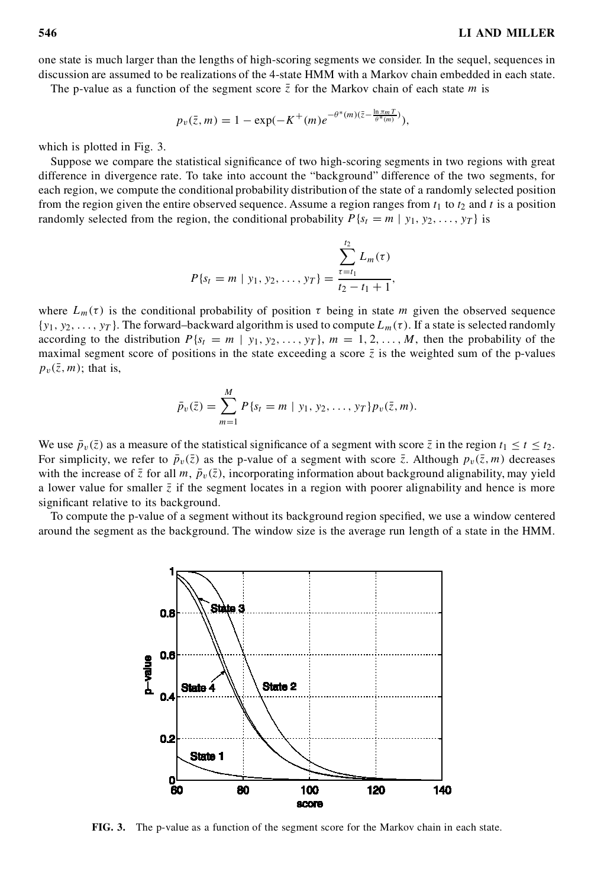one state is much larger than the lengths of high-scoring segments we consider. In the sequel, sequences in discussion are assumed to be realizations of the 4-state HMM with a Markov chain embedded in each state.

The p-value as a function of the segment score $\bar{z}$ for the Markov chain of each state $m$ is

$$p_v(\bar{z}, m) = 1 - \exp(-K^+(m)e^{-\theta^*(m)(\bar{z} - \frac{\ln \pi_m T}{\theta^*(m)})}),$$

which is plotted in Fig. 3.

Suppose we compare the statistical significance of two high-scoring segments in two regions with great difference in divergence rate. To take into account the "background" difference of the two segments, for each region, we compute the conditional probability distribution of the state of a randomly selected position from the region given the entire observed sequence. Assume a region ranges from $t_1$ to $t_2$ and $t$ is a position randomly selected from the region, the conditional probability $P\{s_t = m \mid y_1, y_2, \ldots, y_T\}$ is

$$P\{s_t = m \mid y_1, y_2, \ldots, y_T\} = \frac{\sum_{\tau=t_1}^{t_2} L_m(\tau)}{t_2 - t_1 + 1},$$

where $L_m(\tau)$ is the conditional probability of position $\tau$ being in state $m$ given the observed sequence $\{y_1, y_2, \ldots, y_T\}$. The forward–backward algorithm is used to compute $L_m(\tau)$. If a state is selected randomly according to the distribution $P\{s_t = m \mid y_1, y_2, \ldots, y_T\}$, $m = 1, 2, \ldots, M$, then the probability of the maximal segment score of positions in the state exceeding a score $\bar{z}$ is the weighted sum of the p-values $p_v(\bar{z}, m)$; that is,

$$\bar{p}_v(\bar{z}) = \sum_{m=1}^{M} P\{s_t = m \mid y_1, y_2, \ldots, y_T\} p_v(\bar{z}, m).$$

We use $\bar{p}_v(\bar{z})$ as a measure of the statistical significance of a segment with score $\bar{z}$ in the region $t_1 \leq t \leq t_2$. For simplicity, we refer to $\bar{p}_v(\bar{z})$ as the p-value of a segment with score $\bar{z}$. Although $p_v(\bar{z}, m)$ decreases with the increase of $\bar{z}$ for all $m$, $\bar{p}_v(\bar{z})$, incorporating information about background alignability, may yield a lower value for smaller $\bar{z}$ if the segment locates in a region with poorer alignability and hence is more significant relative to its background.

To compute the p-value of a segment without its background region specified, we use a window centered around the segment as the background. The window size is the average run length of a state in the HMM.

**FIG. 3.** The p-value as a function of the segment score for the Markov chain in each state.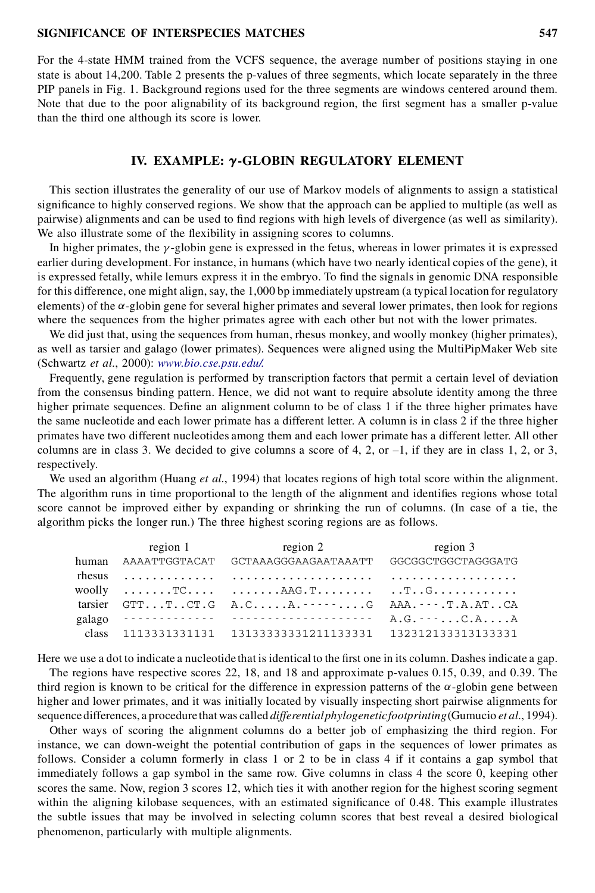For the 4-state HMM trained from the VCFS sequence, the average number of positions staying in one state is about 14,200. Table 2 presents the p-values of three segments, which locate separately in the three PIP panels in Fig. 1. Background regions used for the three segments are windows centered around them. Note that due to the poor alignability of its background region, the first segment has a smaller p-value than the third one although its score is lower.

## IV. EXAMPLE: $\gamma$-GLOBIN REGULATORY ELEMENT

This section illustrates the generality of our use of Markov models of alignments to assign a statistical significance to highly conserved regions. We show that the approach can be applied to multiple (as well as pairwise) alignments and can be used to find regions with high levels of divergence (as well as similarity). We also illustrate some of the flexibility in assigning scores to columns.

In higher primates, the $\gamma$-globin gene is expressed in the fetus, whereas in lower primates it is expressed earlier during development. For instance, in humans (which have two nearly identical copies of the gene), it is expressed fetally, while lemurs express it in the embryo. To find the signals in genomic DNA responsible for this difference, one might align, say, the 1,000 bp immediately upstream (a typical location for regulatory elements) of the $\alpha$-globin gene for several higher primates and several lower primates, then look for regions where the sequences from the higher primates agree with each other but not with the lower primates.

We did just that, using the sequences from human, rhesus monkey, and woolly monkey (higher primates), as well as tarsier and galago (lower primates). Sequences were aligned using the MultiPipMaker Web site (Schwartz *et al.*, 2000): *www.bio.cse.psu.edu/*.

Frequently, gene regulation is performed by transcription factors that permit a certain level of deviation from the consensus binding pattern. Hence, we did not want to require absolute identity among the three higher primate sequences. Define an alignment column to be of class 1 if the three higher primates have the same nucleotide and each lower primate has a different letter. A column is in class 2 if the three higher primates have two different nucleotides among them and each lower primate has a different letter. All other columns are in class 3. We decided to give columns a score of 4, 2, or –1, if they are in class 1, 2, or 3, respectively.

We used an algorithm (Huang *et al.*, 1994) that locates regions of high total score within the alignment. The algorithm runs in time proportional to the length of the alignment and identifies regions whose total score cannot be improved either by expanding or shrinking the run of columns. (In case of a tie, the algorithm picks the longer run.) The three highest scoring regions are as follows.

```
         region 1        region 2              region 3
human    AAAATTGGTACAT   GCTAAAGGGAAGAATAAATT  GGCGGCTGGCTAGGGATG
rhesus   .............   ....................  ..................
woolly   .......TC....   .......AAG.T........  ..T..G............
tarsier  GTT...T..CT.G   A.C.....A.-------....G AAA.---.T.A.AT..CA
galago   -------------   --------------------  A.G.---...C.A....A
class    1113331331131   13133333331211133331  132312133313133331
```

Here we use a dot to indicate a nucleotide that is identical to the first one in its column. Dashes indicate a gap.

The regions have respective scores 22, 18, and 18 and approximate p-values 0.15, 0.39, and 0.39. The third region is known to be critical for the difference in expression patterns of the $\alpha$-globin gene between higher and lower primates, and it was initially located by visually inspecting short pairwise alignments for sequence differences, a procedure that was called *differential phylogenetic footprinting* (Gumucio *et al.*, 1994).

Other ways of scoring the alignment columns do a better job of emphasizing the third region. For instance, we can down-weight the potential contribution of gaps in the sequences of lower primates as follows. Consider a column formerly in class 1 or 2 to be in class 4 if it contains a gap symbol that immediately follows a gap symbol in the same row. Give columns in class 4 the score 0, keeping other scores the same. Now, region 3 scores 12, which ties it with another region for the highest scoring segment within the aligning kilobase sequences, with an estimated significance of 0.48. This example illustrates the subtle issues that may be involved in selecting column scores that best reveal a desired biological phenomenon, particularly with multiple alignments.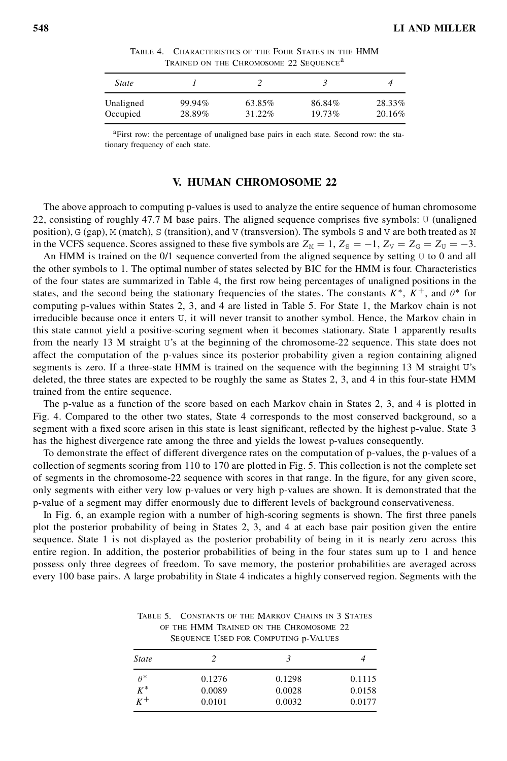TABLE 4. CHARACTERISTICS OF THE FOUR STATES IN THE HMM TRAINED ON THE CHROMOSOME 22 SEQUENCE[a]

| State | 1 | 2 | 3 | 4 |
|---|---|---|---|---|
| Unaligned | 99.94% | 63.85% | 86.84% | 28.33% |
| Occupied | 28.89% | 31.22% | 19.73% | 20.16% |

[a]First row: the percentage of unaligned base pairs in each state. Second row: the stationary frequency of each state.

## V. HUMAN CHROMOSOME 22

The above approach to computing p-values is used to analyze the entire sequence of human chromosome 22, consisting of roughly 47.7 M base pairs. The aligned sequence comprises five symbols: U (unaligned position), G (gap), M (match), S (transition), and V (transversion). The symbols S and V are both treated as N in the VCFS sequence. Scores assigned to these five symbols are $Z_{\mathtt{M}} = 1$, $Z_{\mathtt{S}} = -1$, $Z_{\mathtt{V}} = Z_{\mathtt{G}} = Z_{\mathtt{U}} = -3$.

An HMM is trained on the 0/1 sequence converted from the aligned sequence by setting U to 0 and all the other symbols to 1. The optimal number of states selected by BIC for the HMM is four. Characteristics of the four states are summarized in Table 4, the first row being percentages of unaligned positions in the states, and the second being the stationary frequencies of the states. The constants $K^*$, $K^+$, and $\theta^*$ for computing p-values within States 2, 3, and 4 are listed in Table 5. For State 1, the Markov chain is not irreducible because once it enters U, it will never transit to another symbol. Hence, the Markov chain in this state cannot yield a positive-scoring segment when it becomes stationary. State 1 apparently results from the nearly 13 M straight U's at the beginning of the chromosome-22 sequence. This state does not affect the computation of the p-values since its posterior probability given a region containing aligned segments is zero. If a three-state HMM is trained on the sequence with the beginning 13 M straight U's deleted, the three states are expected to be roughly the same as States 2, 3, and 4 in this four-state HMM trained from the entire sequence.

The p-value as a function of the score based on each Markov chain in States 2, 3, and 4 is plotted in Fig. 4. Compared to the other two states, State 4 corresponds to the most conserved background, so a segment with a fixed score arisen in this state is least significant, reflected by the highest p-value. State 3 has the highest divergence rate among the three and yields the lowest p-values consequently.

To demonstrate the effect of different divergence rates on the computation of p-values, the p-values of a collection of segments scoring from 110 to 170 are plotted in Fig. 5. This collection is not the complete set of segments in the chromosome-22 sequence with scores in that range. In the figure, for any given score, only segments with either very low p-values or very high p-values are shown. It is demonstrated that the p-value of a segment may differ enormously due to different levels of background conservativeness.

In Fig. 6, an example region with a number of high-scoring segments is shown. The first three panels plot the posterior probability of being in States 2, 3, and 4 at each base pair position given the entire sequence. State 1 is not displayed as the posterior probability of being in it is nearly zero across this entire region. In addition, the posterior probabilities of being in the four states sum up to 1 and hence possess only three degrees of freedom. To save memory, the posterior probabilities are averaged across every 100 base pairs. A large probability in State 4 indicates a highly conserved region. Segments with the

TABLE 5. CONSTANTS OF THE MARKOV CHAINS IN 3 STATES OF THE HMM TRAINED ON THE CHROMOSOME 22 SEQUENCE USED FOR COMPUTING p-VALUES

| State | 2 | 3 | 4 |
|---|---|---|---|
| $\theta^*$ | 0.1276 | 0.1298 | 0.1115 |
| $K^*$ | 0.0089 | 0.0028 | 0.0158 |
| $K^+$ | 0.0101 | 0.0032 | 0.0177 |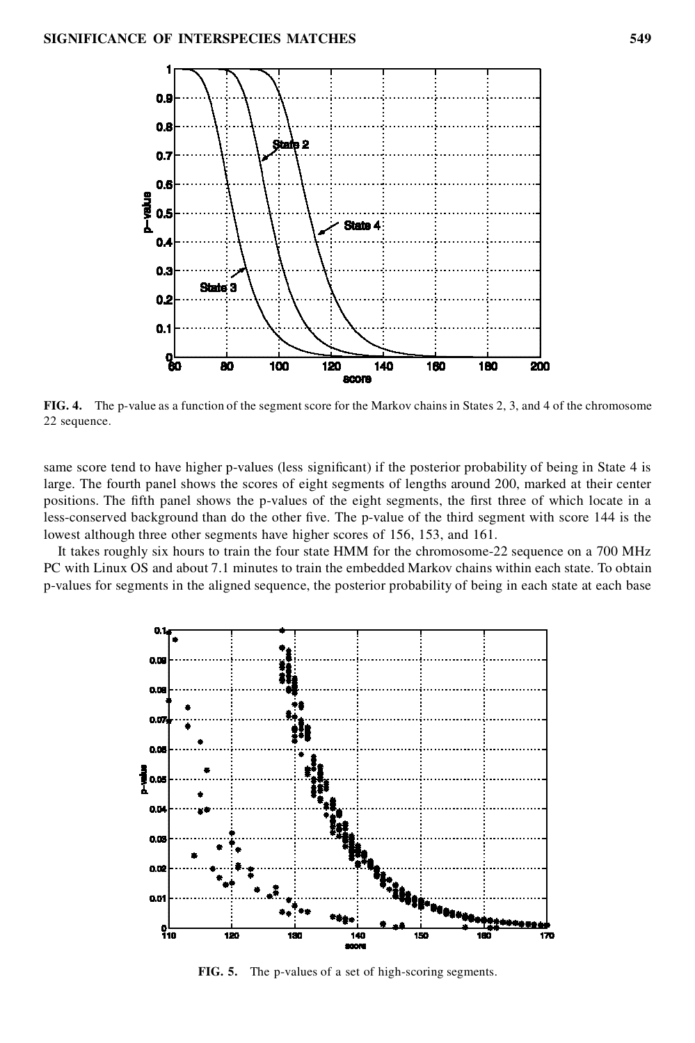**FIG. 4.** The p-value as a function of the segment score for the Markov chains in States 2, 3, and 4 of the chromosome 22 sequence.

same score tend to have higher p-values (less significant) if the posterior probability of being in State 4 is large. The fourth panel shows the scores of eight segments of lengths around 200, marked at their center positions. The fifth panel shows the p-values of the eight segments, the first three of which locate in a less-conserved background than do the other five. The p-value of the third segment with score 144 is the lowest although three other segments have higher scores of 156, 153, and 161.

It takes roughly six hours to train the four state HMM for the chromosome-22 sequence on a 700 MHz PC with Linux OS and about 7.1 minutes to train the embedded Markov chains within each state. To obtain p-values for segments in the aligned sequence, the posterior probability of being in each state at each base

**FIG. 5.** The p-values of a set of high-scoring segments.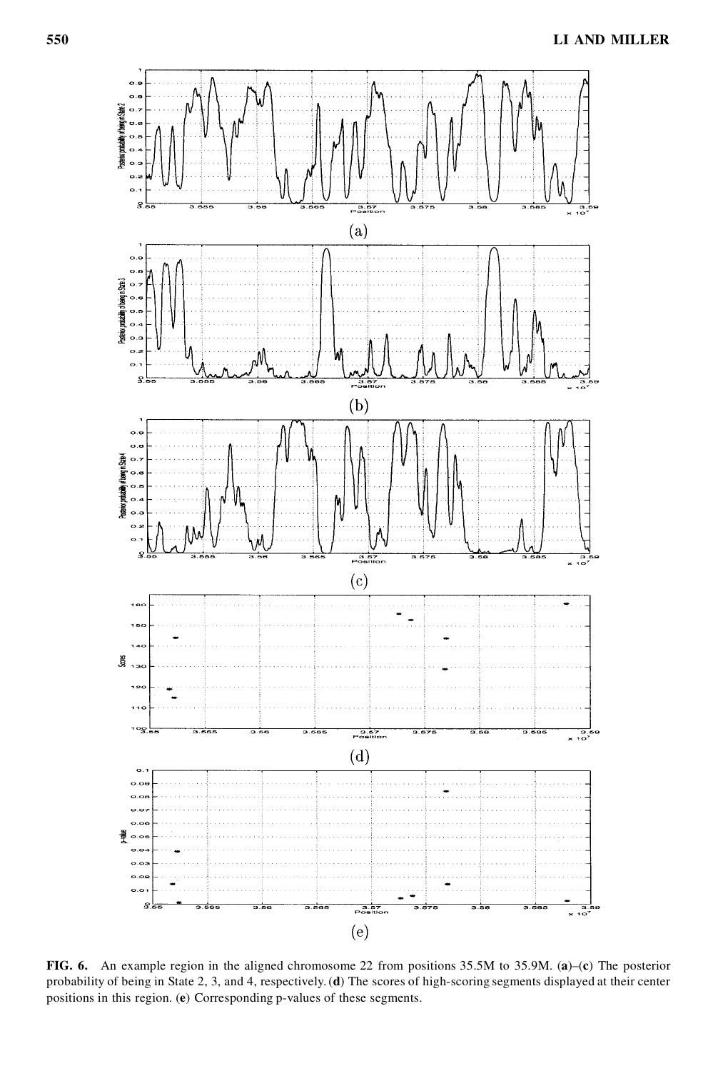(a)

(b)

(c)

(d)

(e)

**FIG. 6.** An example region in the aligned chromosome 22 from positions 35.5M to 35.9M. (**a**)–(**c**) The posterior probability of being in State 2, 3, and 4, respectively. (**d**) The scores of high-scoring segments displayed at their center positions in this region. (**e**) Corresponding p-values of these segments.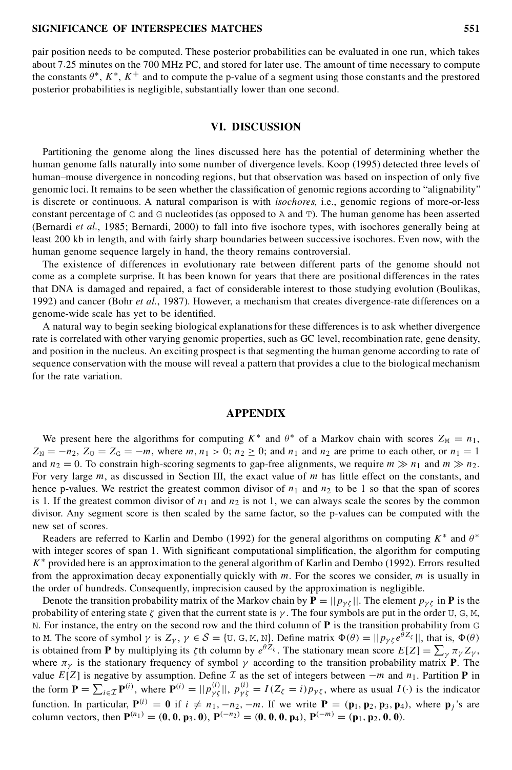pair position needs to be computed. These posterior probabilities can be evaluated in one run, which takes about 7.25 minutes on the 700 MHz PC, and stored for later use. The amount of time necessary to compute the constants $\theta^*$, $K^*$, $K^+$ and to compute the p-value of a segment using those constants and the prestored posterior probabilities is negligible, substantially lower than one second.

## VI. DISCUSSION

Partitioning the genome along the lines discussed here has the potential of determining whether the human genome falls naturally into some number of divergence levels. Koop (1995) detected three levels of human–mouse divergence in noncoding regions, but that observation was based on inspection of only five genomic loci. It remains to be seen whether the classification of genomic regions according to "alignability" is discrete or continuous. A natural comparison is with *isochores*, i.e., genomic regions of more-or-less constant percentage of C and G nucleotides (as opposed to A and T). The human genome has been asserted (Bernardi *et al.*, 1985; Bernardi, 2000) to fall into five isochore types, with isochores generally being at least 200 kb in length, and with fairly sharp boundaries between successive isochores. Even now, with the human genome sequence largely in hand, the theory remains controversial.

The existence of differences in evolutionary rate between different parts of the genome should not come as a complete surprise. It has been known for years that there are positional differences in the rates that DNA is damaged and repaired, a fact of considerable interest to those studying evolution (Boulikas, 1992) and cancer (Bohr *et al.*, 1987). However, a mechanism that creates divergence-rate differences on a genome-wide scale has yet to be identified.

A natural way to begin seeking biological explanations for these differences is to ask whether divergence rate is correlated with other varying genomic properties, such as GC level, recombination rate, gene density, and position in the nucleus. An exciting prospect is that segmenting the human genome according to rate of sequence conservation with the mouse will reveal a pattern that provides a clue to the biological mechanism for the rate variation.

## APPENDIX

We present here the algorithms for computing $K^*$ and $\theta^*$ of a Markov chain with scores $Z_{\mathtt{M}} = n_1$, $Z_{\mathtt{N}} = -n_2$, $Z_{\mathtt{U}} = Z_{\mathtt{G}} = -m$, where $m, n_1 > 0$; $n_2 \geq 0$; and $n_1$ and $n_2$ are prime to each other, or $n_1 = 1$ and $n_2 = 0$. To constrain high-scoring segments to gap-free alignments, we require $m \gg n_1$ and $m \gg n_2$. For very large $m$, as discussed in Section III, the exact value of $m$ has little effect on the constants, and hence p-values. We restrict the greatest common divisor of $n_1$ and $n_2$ to be 1 so that the span of scores is 1. If the greatest common divisor of $n_1$ and $n_2$ is not 1, we can always scale the scores by the common divisor. Any segment score is then scaled by the same factor, so the p-values can be computed with the new set of scores.

Readers are referred to Karlin and Dembo (1992) for the general algorithms on computing $K^*$ and $\theta^*$ with integer scores of span 1. With significant computational simplification, the algorithm for computing $K^*$ provided here is an approximation to the general algorithm of Karlin and Dembo (1992). Errors resulted from the approximation decay exponentially quickly with $m$. For the scores we consider, $m$ is usually in the order of hundreds. Consequently, imprecision caused by the approximation is negligible.

Denote the transition probability matrix of the Markov chain by $\mathbf{P} = ||p_{\gamma\zeta}||$. The element $p_{\gamma\zeta}$ in $\mathbf{P}$ is the probability of entering state $\zeta$ given that the current state is $\gamma$. The four symbols are put in the order U, G, M, N. For instance, the entry on the second row and the third column of $\mathbf{P}$ is the transition probability from G to M. The score of symbol $\gamma$ is $Z_\gamma$, $\gamma \in \mathcal{S} = \{\mathtt{U}, \mathtt{G}, \mathtt{M}, \mathtt{N}\}$. Define matrix $\Phi(\theta) = ||p_{\gamma\zeta} e^{\theta Z_\zeta}||$, that is, $\Phi(\theta)$ is obtained from $\mathbf{P}$ by multiplying its $\zeta$th column by $e^{\theta Z_\zeta}$. The stationary mean score $E[Z] = \sum_\gamma \pi_\gamma Z_\gamma$, where $\pi_\gamma$ is the stationary frequency of symbol $\gamma$ according to the transition probability matrix $\mathbf{P}$. The value $E[Z]$ is negative by assumption. Define $\mathcal{I}$ as the set of integers between $-m$ and $n_1$. Partition $\mathbf{P}$ in the form $\mathbf{P} = \sum_{i \in \mathcal{I}} \mathbf{P}^{(i)}$, where $\mathbf{P}^{(i)} = ||p_{\gamma\zeta}^{(i)}||$, $p_{\gamma\zeta}^{(i)} = I(Z_\zeta = i) p_{\gamma\zeta}$, where as usual $I(\cdot)$ is the indicator function. In particular, $\mathbf{P}^{(i)} = \mathbf{0}$ if $i \neq n_1, -n_2, -m$. If we write $\mathbf{P} = (\mathbf{p}_1, \mathbf{p}_2, \mathbf{p}_3, \mathbf{p}_4)$, where $\mathbf{p}_j$'s are column vectors, then $\mathbf{P}^{(n_1)} = (\mathbf{0}, \mathbf{0}, \mathbf{p}_3, \mathbf{0})$, $\mathbf{P}^{(-n_2)} = (\mathbf{0}, \mathbf{0}, \mathbf{0}, \mathbf{p}_4)$, $\mathbf{P}^{(-m)} = (\mathbf{p}_1, \mathbf{p}_2, \mathbf{0}, \mathbf{0})$.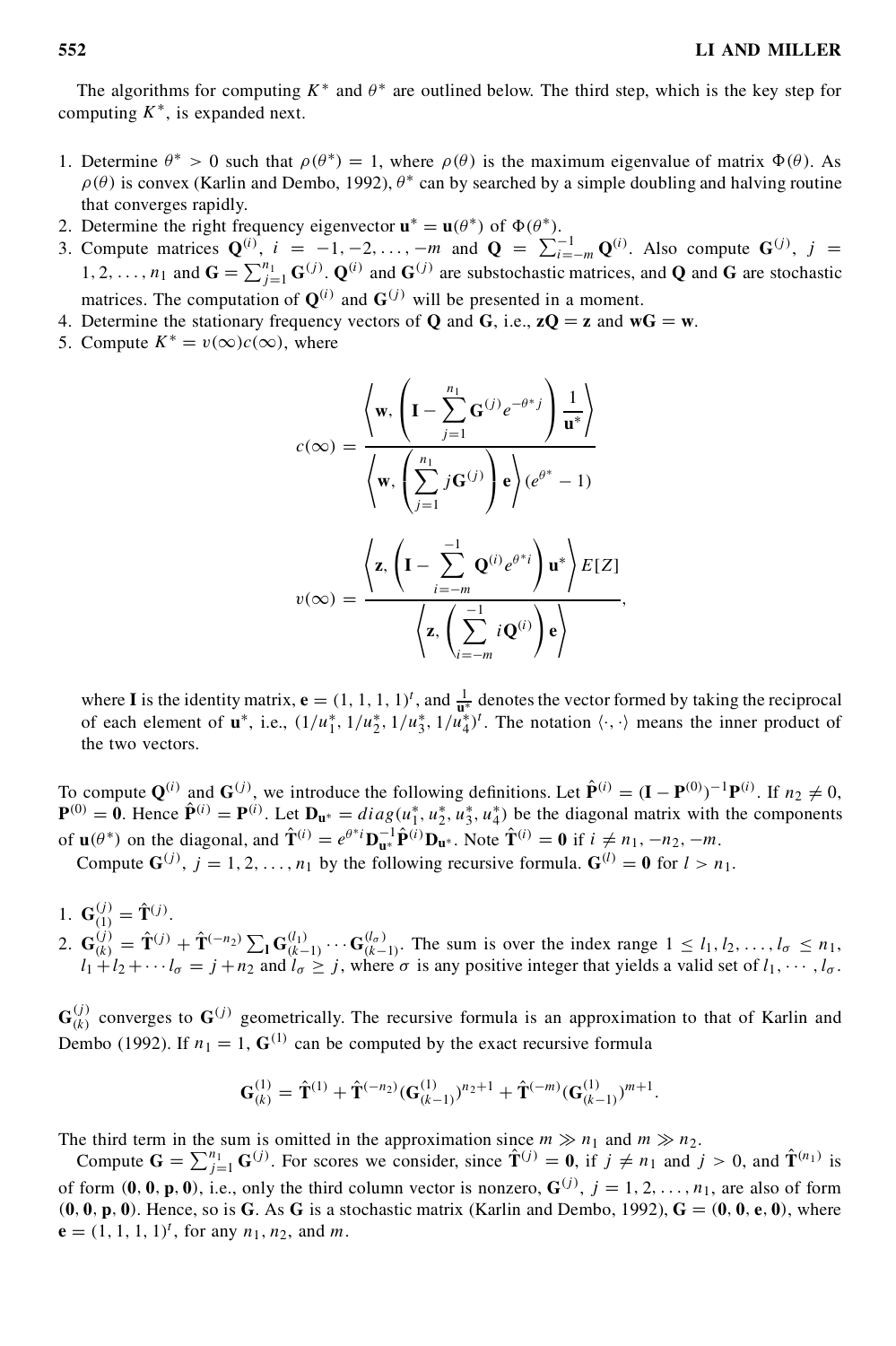The algorithms for computing $K^*$ and $\theta^*$ are outlined below. The third step, which is the key step for computing $K^*$, is expanded next.

1. Determine $\theta^* > 0$ such that $\rho(\theta^*) = 1$, where $\rho(\theta)$ is the maximum eigenvalue of matrix $\Phi(\theta)$. As $\rho(\theta)$ is convex (Karlin and Dembo, 1992), $\theta^*$ can by searched by a simple doubling and halving routine that converges rapidly.
2. Determine the right frequency eigenvector $\mathbf{u}^* = \mathbf{u}(\theta^*)$ of $\Phi(\theta^*)$.
3. Compute matrices $\mathbf{Q}^{(i)}$, $i = -1, -2, \ldots, -m$ and $\mathbf{Q} = \sum_{i=-m}^{-1} \mathbf{Q}^{(i)}$. Also compute $\mathbf{G}^{(j)}$, $j = 1, 2, \ldots, n_1$ and $\mathbf{G} = \sum_{j=1}^{n_1} \mathbf{G}^{(j)}$. $\mathbf{Q}^{(i)}$ and $\mathbf{G}^{(j)}$ are substochastic matrices, and $\mathbf{Q}$ and $\mathbf{G}$ are stochastic matrices. The computation of $\mathbf{Q}^{(i)}$ and $\mathbf{G}^{(j)}$ will be presented in a moment.
4. Determine the stationary frequency vectors of $\mathbf{Q}$ and $\mathbf{G}$, i.e., $\mathbf{zQ} = \mathbf{z}$ and $\mathbf{wG} = \mathbf{w}$.
5. Compute $K^* = v(\infty)c(\infty)$, where

$$c(\infty) = \frac{\left\langle \mathbf{w}, \left(\mathbf{I} - \sum_{j=1}^{n_1} \mathbf{G}^{(j)} e^{-\theta^* j}\right) \frac{1}{\mathbf{u}^*} \right\rangle}{\left\langle \mathbf{w}, \left(\sum_{j=1}^{n_1} j\mathbf{G}^{(j)}\right) \mathbf{e} \right\rangle (e^{\theta^*} - 1)}$$

$$v(\infty) = \frac{\left\langle \mathbf{z}, \left(\mathbf{I} - \sum_{i=-m}^{-1} \mathbf{Q}^{(i)} e^{\theta^* i}\right) \mathbf{u}^* \right\rangle E[Z]}{\left\langle \mathbf{z}, \left(\sum_{i=-m}^{-1} i\mathbf{Q}^{(i)}\right) \mathbf{e} \right\rangle},$$

where $\mathbf{I}$ is the identity matrix, $\mathbf{e} = (1, 1, 1, 1)^t$, and $\frac{1}{\mathbf{u}^*}$ denotes the vector formed by taking the reciprocal of each element of $\mathbf{u}^*$, i.e., $(1/u_1^*, 1/u_2^*, 1/u_3^*, 1/u_4^*)^t$. The notation $\langle \cdot, \cdot \rangle$ means the inner product of the two vectors.

To compute $\mathbf{Q}^{(i)}$ and $\mathbf{G}^{(j)}$, we introduce the following definitions. Let $\hat{\mathbf{P}}^{(i)} = (\mathbf{I} - \mathbf{P}^{(0)})^{-1}\mathbf{P}^{(i)}$. If $n_2 \neq 0$, $\mathbf{P}^{(0)} = \mathbf{0}$. Hence $\hat{\mathbf{P}}^{(i)} = \mathbf{P}^{(i)}$. Let $\mathbf{D}_{\mathbf{u}^*} = diag(u_1^*, u_2^*, u_3^*, u_4^*)$ be the diagonal matrix with the components of $\mathbf{u}(\theta^*)$ on the diagonal, and $\hat{\mathbf{T}}^{(i)} = e^{\theta^* i}\mathbf{D}_{\mathbf{u}^*}^{-1}\hat{\mathbf{P}}^{(i)}\mathbf{D}_{\mathbf{u}^*}$. Note $\hat{\mathbf{T}}^{(i)} = \mathbf{0}$ if $i \neq n_1, -n_2, -m$.

Compute $\mathbf{G}^{(j)}$, $j = 1, 2, \ldots, n_1$ by the following recursive formula. $\mathbf{G}^{(l)} = \mathbf{0}$ for $l > n_1$.

1. $\mathbf{G}_{(1)}^{(j)} = \hat{\mathbf{T}}^{(j)}$.
2. $\mathbf{G}_{(k)}^{(j)} = \hat{\mathbf{T}}^{(j)} + \hat{\mathbf{T}}^{(-n_2)} \sum_{\mathbf{l}} \mathbf{G}_{(k-1)}^{(l_1)} \cdots \mathbf{G}_{(k-1)}^{(l_\sigma)}$. The sum is over the index range $1 \leq l_1, l_2, \ldots, l_\sigma \leq n_1$, $l_1 + l_2 + \cdots l_\sigma = j + n_2$ and $l_\sigma \geq j$, where $\sigma$ is any positive integer that yields a valid set of $l_1, \cdots, l_\sigma$.

$\mathbf{G}_{(k)}^{(j)}$ converges to $\mathbf{G}^{(j)}$ geometrically. The recursive formula is an approximation to that of Karlin and Dembo (1992). If $n_1 = 1$, $\mathbf{G}^{(1)}$ can be computed by the exact recursive formula

$$\mathbf{G}_{(k)}^{(1)} = \hat{\mathbf{T}}^{(1)} + \hat{\mathbf{T}}^{(-n_2)}(\mathbf{G}_{(k-1)}^{(1)})^{n_2+1} + \hat{\mathbf{T}}^{(-m)}(\mathbf{G}_{(k-1)}^{(1)})^{m+1}.$$

The third term in the sum is omitted in the approximation since $m \gg n_1$ and $m \gg n_2$.

Compute $\mathbf{G} = \sum_{j=1}^{n_1} \mathbf{G}^{(j)}$. For scores we consider, since $\hat{\mathbf{T}}^{(j)} = \mathbf{0}$, if $j \neq n_1$ and $j > 0$, and $\hat{\mathbf{T}}^{(n_1)}$ is of form $(\mathbf{0}, \mathbf{0}, \mathbf{p}, \mathbf{0})$, i.e., only the third column vector is nonzero, $\mathbf{G}^{(j)}$, $j = 1, 2, \ldots, n_1$, are also of form $(\mathbf{0}, \mathbf{0}, \mathbf{p}, \mathbf{0})$. Hence, so is $\mathbf{G}$. As $\mathbf{G}$ is a stochastic matrix (Karlin and Dembo, 1992), $\mathbf{G} = (\mathbf{0}, \mathbf{0}, \mathbf{e}, \mathbf{0})$, where $\mathbf{e} = (1, 1, 1, 1)^t$, for any $n_1$, $n_2$, and $m$.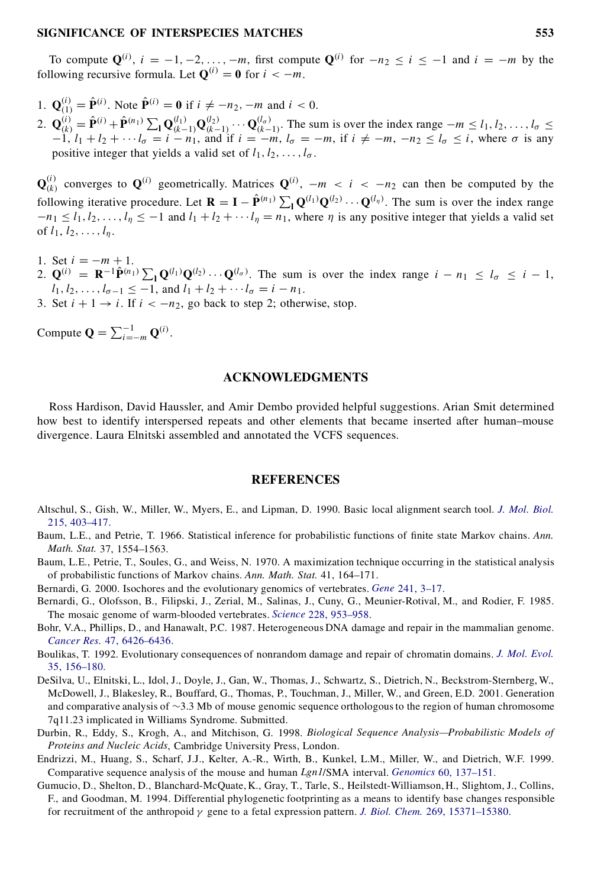To compute $\mathbf{Q}^{(i)}$, $i = -1, -2, \ldots, -m$, first compute $\mathbf{Q}^{(i)}$ for $-n_2 \le i \le -1$ and $i = -m$ by the following recursive formula. Let $\mathbf{Q}^{(i)} = \mathbf{0}$ for $i < -m$.

1. $\mathbf{Q}^{(i)}_{(1)} = \hat{\mathbf{P}}^{(i)}$. Note $\hat{\mathbf{P}}^{(i)} = \mathbf{0}$ if $i \ne -n_2, -m$ and $i < 0$.
2. $\mathbf{Q}^{(i)}_{(k)} = \hat{\mathbf{P}}^{(i)} + \hat{\mathbf{P}}^{(n_1)} \sum_{\mathbf{l}} \mathbf{Q}^{(l_1)}_{(k-1)} \mathbf{Q}^{(l_2)}_{(k-1)} \cdots \mathbf{Q}^{(l_\sigma)}_{(k-1)}$. The sum is over the index range $-m \le l_1, l_2, \ldots, l_\sigma \le -1$, $l_1 + l_2 + \cdots l_\sigma = i - n_1$, and if $i = -m$, $l_\sigma = -m$, if $i \ne -m$, $-n_2 \le l_\sigma \le i$, where $\sigma$ is any positive integer that yields a valid set of $l_1, l_2, \ldots, l_\sigma$.

$\mathbf{Q}^{(i)}_{(k)}$ converges to $\mathbf{Q}^{(i)}$ geometrically. Matrices $\mathbf{Q}^{(i)}$, $-m < i < -n_2$ can then be computed by the following iterative procedure. Let $\mathbf{R} = \mathbf{I} - \hat{\mathbf{P}}^{(n_1)} \sum_{\mathbf{l}} \mathbf{Q}^{(l_1)} \mathbf{Q}^{(l_2)} \cdots \mathbf{Q}^{(l_\eta)}$. The sum is over the index range $-n_1 \le l_1, l_2, \ldots, l_\eta \le -1$ and $l_1 + l_2 + \cdots l_\eta = n_1$, where $\eta$ is any positive integer that yields a valid set of $l_1, l_2, \ldots, l_\eta$.

1. Set $i = -m + 1$.
2. $\mathbf{Q}^{(i)} = \mathbf{R}^{-1} \hat{\mathbf{P}}^{(n_1)} \sum_{\mathbf{l}} \mathbf{Q}^{(l_1)} \mathbf{Q}^{(l_2)} \cdots \mathbf{Q}^{(l_\sigma)}$. The sum is over the index range $i - n_1 \le l_\sigma \le i - 1$, $l_1, l_2, \ldots, l_{\sigma-1} \le -1$, and $l_1 + l_2 + \cdots l_\sigma = i - n_1$.
3. Set $i + 1 \to i$. If $i < -n_2$, go back to step 2; otherwise, stop.

Compute $\mathbf{Q} = \sum_{i=-m}^{-1} \mathbf{Q}^{(i)}$.

## ACKNOWLEDGMENTS

Ross Hardison, David Haussler, and Amir Dembo provided helpful suggestions. Arian Smit determined how best to identify interspersed repeats and other elements that became inserted after human–mouse divergence. Laura Elnitski assembled and annotated the VCFS sequences.

## REFERENCES

Altschul, S., Gish, W., Miller, W., Myers, E., and Lipman, D. 1990. Basic local alignment search tool. *J. Mol. Biol.* 215, 403–417.

Baum, L.E., and Petrie, T. 1966. Statistical inference for probabilistic functions of finite state Markov chains. *Ann. Math. Stat.* 37, 1554–1563.

Baum, L.E., Petrie, T., Soules, G., and Weiss, N. 1970. A maximization technique occurring in the statistical analysis of probabilistic functions of Markov chains. *Ann. Math. Stat.* 41, 164–171.

Bernardi, G. 2000. Isochores and the evolutionary genomics of vertebrates. *Gene* 241, 3–17.

Bernardi, G., Olofsson, B., Filipski, J., Zerial, M., Salinas, J., Cuny, G., Meunier-Rotival, M., and Rodier, F. 1985. The mosaic genome of warm-blooded vertebrates. *Science* 228, 953–958.

Bohr, V.A., Phillips, D., and Hanawalt, P.C. 1987. Heterogeneous DNA damage and repair in the mammalian genome. *Cancer Res.* 47, 6426–6436.

Boulikas, T. 1992. Evolutionary consequences of nonrandom damage and repair of chromatin domains. *J. Mol. Evol.* 35, 156–180.

DeSilva, U., Elnitski, L., Idol, J., Doyle, J., Gan, W., Thomas, J., Schwartz, S., Dietrich, N., Beckstrom-Sternberg, W., McDowell, J., Blakesley, R., Bouffard, G., Thomas, P., Touchman, J., Miller, W., and Green, E.D. 2001. Generation and comparative analysis of ∼3.3 Mb of mouse genomic sequence orthologous to the region of human chromosome 7q11.23 implicated in Williams Syndrome. Submitted.

Durbin, R., Eddy, S., Krogh, A., and Mitchison, G. 1998. *Biological Sequence Analysis—Probabilistic Models of Proteins and Nucleic Acids*, Cambridge University Press, London.

Endrizzi, M., Huang, S., Scharf, J.J., Kelter, A.-R., Wirth, B., Kunkel, L.M., Miller, W., and Dietrich, W.F. 1999. Comparative sequence analysis of the mouse and human *Lgn1*/SMA interval. *Genomics* 60, 137–151.

Gumucio, D., Shelton, D., Blanchard-McQuate, K., Gray, T., Tarle, S., Heilstedt-Williamson, H., Slightom, J., Collins, F., and Goodman, M. 1994. Differential phylogenetic footprinting as a means to identify base changes responsible for recruitment of the anthropoid $\gamma$ gene to a fetal expression pattern. *J. Biol. Chem.* 269, 15371–15380.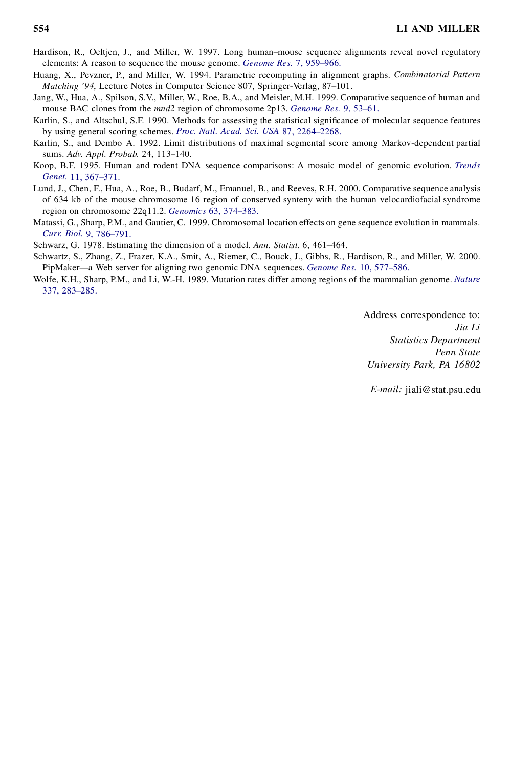Hardison, R., Oeltjen, J., and Miller, W. 1997. Long human–mouse sequence alignments reveal novel regulatory elements: A reason to sequence the mouse genome. *Genome Res.* 7, 959–966.

Huang, X., Pevzner, P., and Miller, W. 1994. Parametric recomputing in alignment graphs. *Combinatorial Pattern Matching '94*, Lecture Notes in Computer Science 807, Springer-Verlag, 87–101.

Jang, W., Hua, A., Spilson, S.V., Miller, W., Roe, B.A., and Meisler, M.H. 1999. Comparative sequence of human and mouse BAC clones from the *mnd2* region of chromosome 2p13. *Genome Res.* 9, 53–61.

Karlin, S., and Altschul, S.F. 1990. Methods for assessing the statistical significance of molecular sequence features by using general scoring schemes. *Proc. Natl. Acad. Sci. USA* 87, 2264–2268.

Karlin, S., and Dembo A. 1992. Limit distributions of maximal segmental score among Markov-dependent partial sums. *Adv. Appl. Probab.* 24, 113–140.

Koop, B.F. 1995. Human and rodent DNA sequence comparisons: A mosaic model of genomic evolution. *Trends Genet.* 11, 367–371.

Lund, J., Chen, F., Hua, A., Roe, B., Budarf, M., Emanuel, B., and Reeves, R.H. 2000. Comparative sequence analysis of 634 kb of the mouse chromosome 16 region of conserved synteny with the human velocardiofacial syndrome region on chromosome 22q11.2. *Genomics* 63, 374–383.

Matassi, G., Sharp, P.M., and Gautier, C. 1999. Chromosomal location effects on gene sequence evolution in mammals. *Curr. Biol.* 9, 786–791.

Schwarz, G. 1978. Estimating the dimension of a model. *Ann. Statist.* 6, 461–464.

Schwartz, S., Zhang, Z., Frazer, K.A., Smit, A., Riemer, C., Bouck, J., Gibbs, R., Hardison, R., and Miller, W. 2000. PipMaker—a Web server for aligning two genomic DNA sequences. *Genome Res.* 10, 577–586.

Wolfe, K.H., Sharp, P.M., and Li, W.-H. 1989. Mutation rates differ among regions of the mammalian genome. *Nature* 337, 283–285.

Address correspondence to:
*Jia Li*
*Statistics Department*
*Penn State*
*University Park, PA 16802*

*E-mail:* jiali@stat.psu.edu